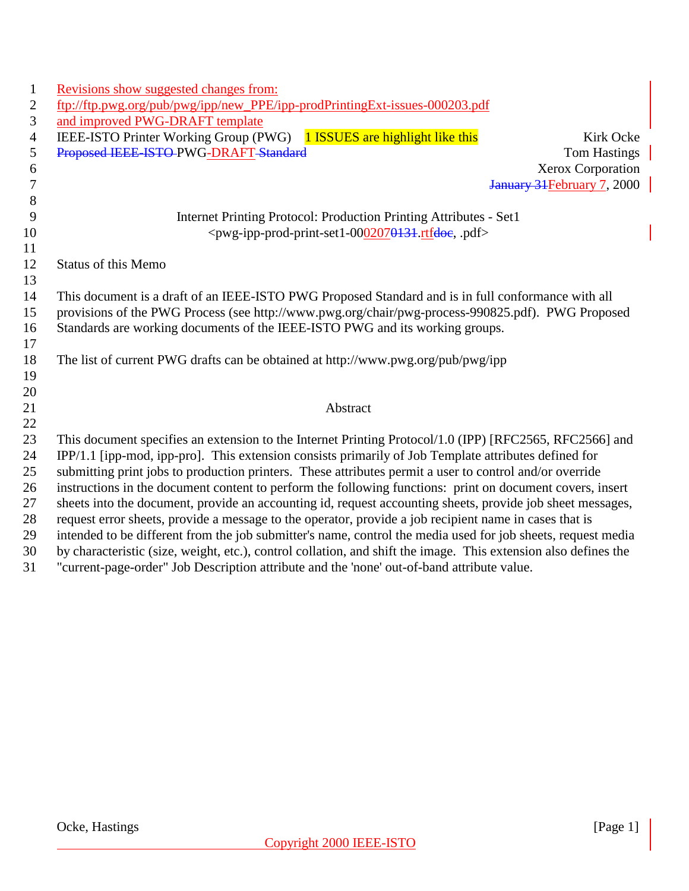Revisions show suggested changes from:
ftp://ftp.pwg.org/pub/pwg/ipp/new_PPE/ipp-prodPrintingExt-issues-000203.pdf
and improved PWG-DRAFT template

IEEE-ISTO Printer Working Group (PWG)  1 ISSUES are highlight like this  Kirk Ocke

Proposed IEEE-ISTO PWG-DRAFT Standard  Tom Hastings

Xerox Corporation

January 31February 7, 2000

Internet Printing Protocol: Production Printing Attributes - Set1

<pwg-ipp-prod-print-set1-00020700131.rtfdoc, .pdf>

Status of this Memo

This document is a draft of an IEEE-ISTO PWG Proposed Standard and is in full conformance with all provisions of the PWG Process (see http://www.pwg.org/chair/pwg-process-990825.pdf). PWG Proposed Standards are working documents of the IEEE-ISTO PWG and its working groups.

The list of current PWG drafts can be obtained at http://www.pwg.org/pub/pwg/ipp

## Abstract

This document specifies an extension to the Internet Printing Protocol/1.0 (IPP) [RFC2565, RFC2566] and IPP/1.1 [ipp-mod, ipp-pro]. This extension consists primarily of Job Template attributes defined for submitting print jobs to production printers. These attributes permit a user to control and/or override instructions in the document content to perform the following functions: print on document covers, insert sheets into the document, provide an accounting id, request accounting sheets, provide job sheet messages, request error sheets, provide a message to the operator, provide a job recipient name in cases that is intended to be different from the job submitter's name, control the media used for job sheets, request media by characteristic (size, weight, etc.), control collation, and shift the image. This extension also defines the "current-page-order" Job Description attribute and the 'none' out-of-band attribute value.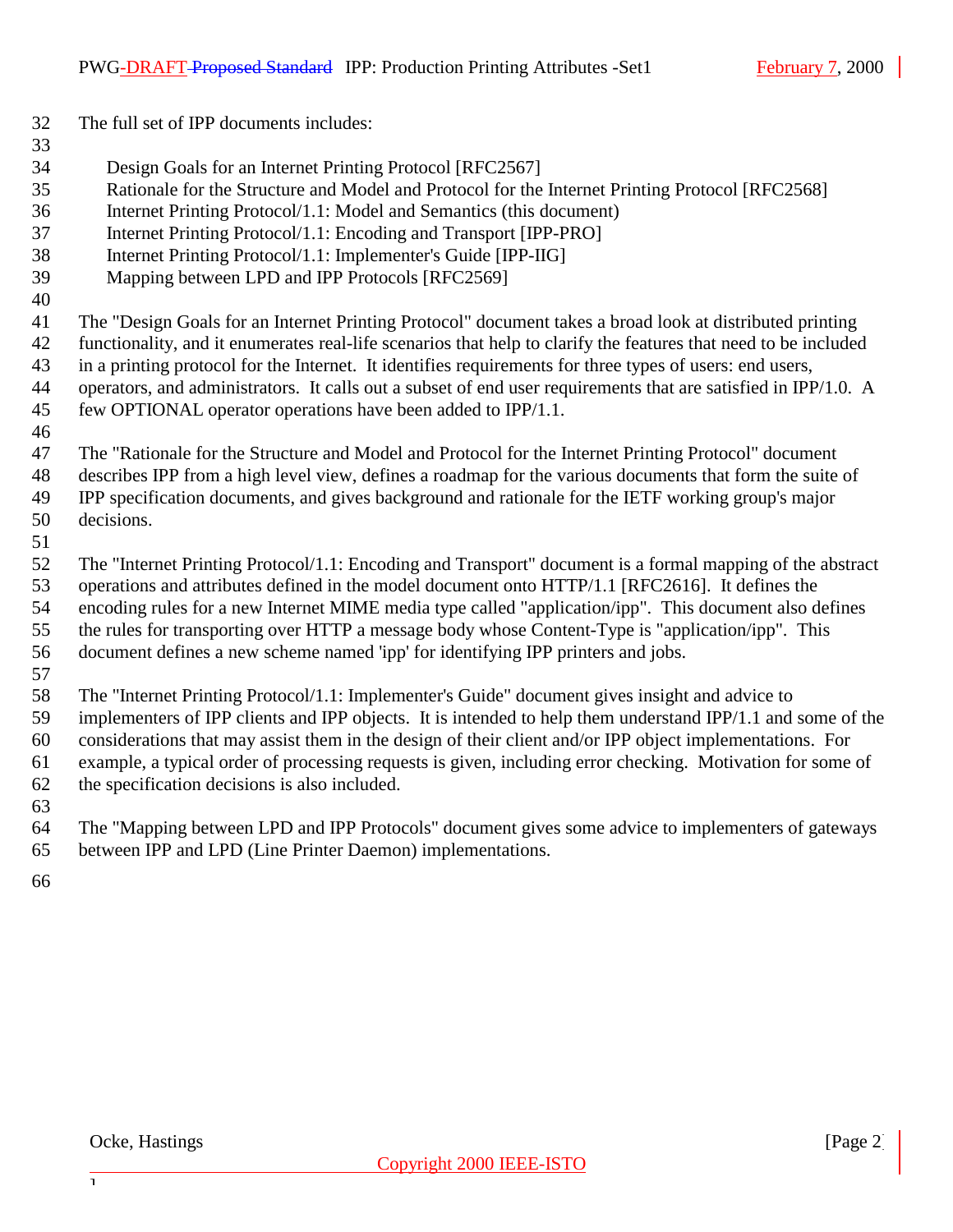The full set of IPP documents includes:

Design Goals for an Internet Printing Protocol [RFC2567]
Rationale for the Structure and Model and Protocol for the Internet Printing Protocol [RFC2568]
Internet Printing Protocol/1.1: Model and Semantics (this document)
Internet Printing Protocol/1.1: Encoding and Transport [IPP-PRO]
Internet Printing Protocol/1.1: Implementer's Guide [IPP-IIG]
Mapping between LPD and IPP Protocols [RFC2569]

The "Design Goals for an Internet Printing Protocol" document takes a broad look at distributed printing functionality, and it enumerates real-life scenarios that help to clarify the features that need to be included in a printing protocol for the Internet. It identifies requirements for three types of users: end users, operators, and administrators. It calls out a subset of end user requirements that are satisfied in IPP/1.0. A few OPTIONAL operator operations have been added to IPP/1.1.

The "Rationale for the Structure and Model and Protocol for the Internet Printing Protocol" document describes IPP from a high level view, defines a roadmap for the various documents that form the suite of IPP specification documents, and gives background and rationale for the IETF working group's major decisions.

The "Internet Printing Protocol/1.1: Encoding and Transport" document is a formal mapping of the abstract operations and attributes defined in the model document onto HTTP/1.1 [RFC2616]. It defines the encoding rules for a new Internet MIME media type called "application/ipp". This document also defines the rules for transporting over HTTP a message body whose Content-Type is "application/ipp". This document defines a new scheme named 'ipp' for identifying IPP printers and jobs.

The "Internet Printing Protocol/1.1: Implementer's Guide" document gives insight and advice to implementers of IPP clients and IPP objects. It is intended to help them understand IPP/1.1 and some of the considerations that may assist them in the design of their client and/or IPP object implementations. For example, a typical order of processing requests is given, including error checking. Motivation for some of the specification decisions is also included.

The "Mapping between LPD and IPP Protocols" document gives some advice to implementers of gateways between IPP and LPD (Line Printer Daemon) implementations.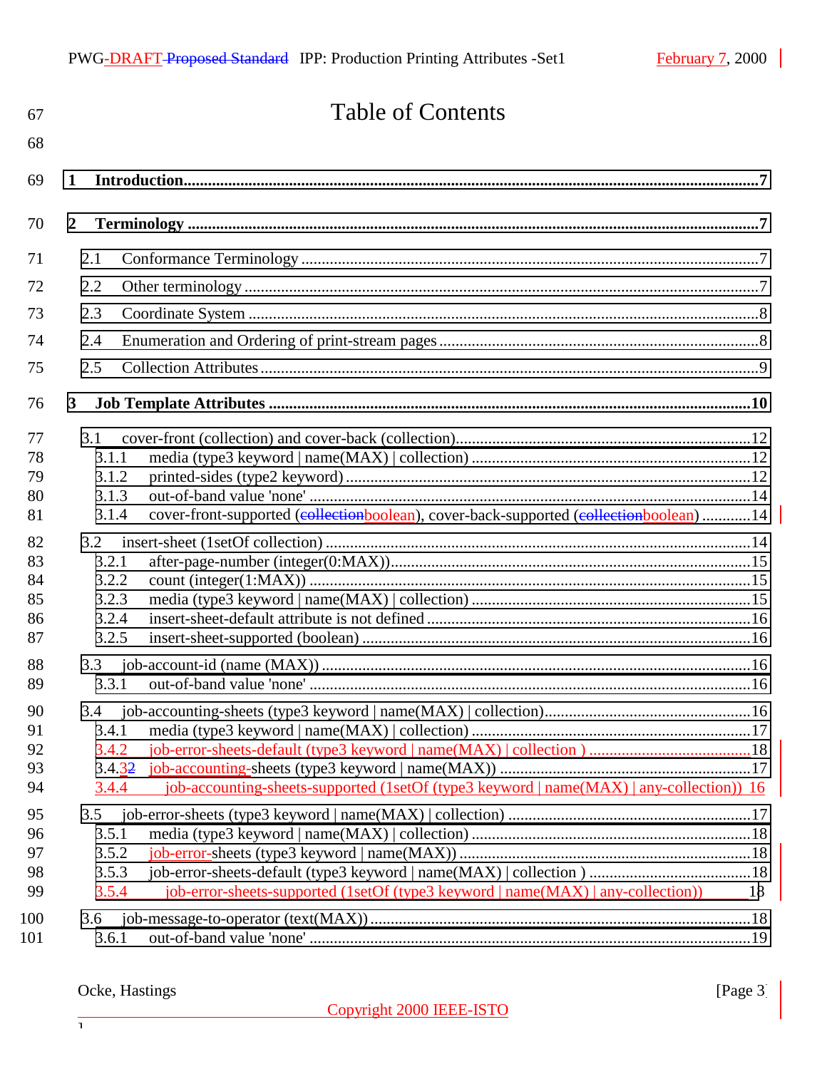# Table of Contents

1 Introduction........................................................................................................................................7

2 Terminology ........................................................................................................................................7

2.1 Conformance Terminology ..............................................................................................................7

2.2 Other terminology ...........................................................................................................................7

2.3 Coordinate System .........................................................................................................................8

2.4 Enumeration and Ordering of print-stream pages ...........................................................................8

2.5 Collection Attributes .......................................................................................................................9

3 Job Template Attributes ....................................................................................................................10

3.1 cover-front (collection) and cover-back (collection).......................................................................12

3.1.1 media (type3 keyword | name(MAX) | collection) ......................................................................12

3.1.2 printed-sides (type2 keyword) .....................................................................................................12

3.1.3 out-of-band value 'none' .............................................................................................................14

3.1.4 cover-front-supported (~~collection~~boolean), cover-back-supported (~~collection~~boolean) ............14

3.2 insert-sheet (1setOf collection) ......................................................................................................14

3.2.1 after-page-number (integer(0:MAX))..........................................................................................15

3.2.2 count (integer(1:MAX)) ..............................................................................................................15

3.2.3 media (type3 keyword | name(MAX) | collection) ......................................................................15

3.2.4 insert-sheet-default attribute is not defined ................................................................................16

3.2.5 insert-sheet-supported (boolean) ................................................................................................16

3.3 job-account-id (name (MAX)) .......................................................................................................16

3.3.1 out-of-band value 'none' .............................................................................................................16

3.4 job-accounting-sheets (type3 keyword | name(MAX) | collection)..................................................16

3.4.1 media (type3 keyword | name(MAX) | collection) ......................................................................17

3.4.2 job-error-sheets-default (type3 keyword | name(MAX) | collection ) .........................................18

3.4.3~~2~~ job-accounting-sheets (type3 keyword | name(MAX)) ..............................................................17

3.4.4 job-accounting-sheets-supported (1setOf (type3 keyword | name(MAX) | any-collection)) 16

3.5 job-error-sheets (type3 keyword | name(MAX) | collection) ............................................................17

3.5.1 media (type3 keyword | name(MAX) | collection) ......................................................................18

3.5.2 job-error-sheets (type3 keyword | name(MAX)) .........................................................................18

3.5.3 job-error-sheets-default (type3 keyword | name(MAX) | collection ) .........................................18

3.5.4 job-error-sheets-supported (1setOf (type3 keyword | name(MAX) | any-collection)) 18

3.6 job-message-to-operator (text(MAX)) ...........................................................................................18

3.6.1 out-of-band value 'none' .............................................................................................................19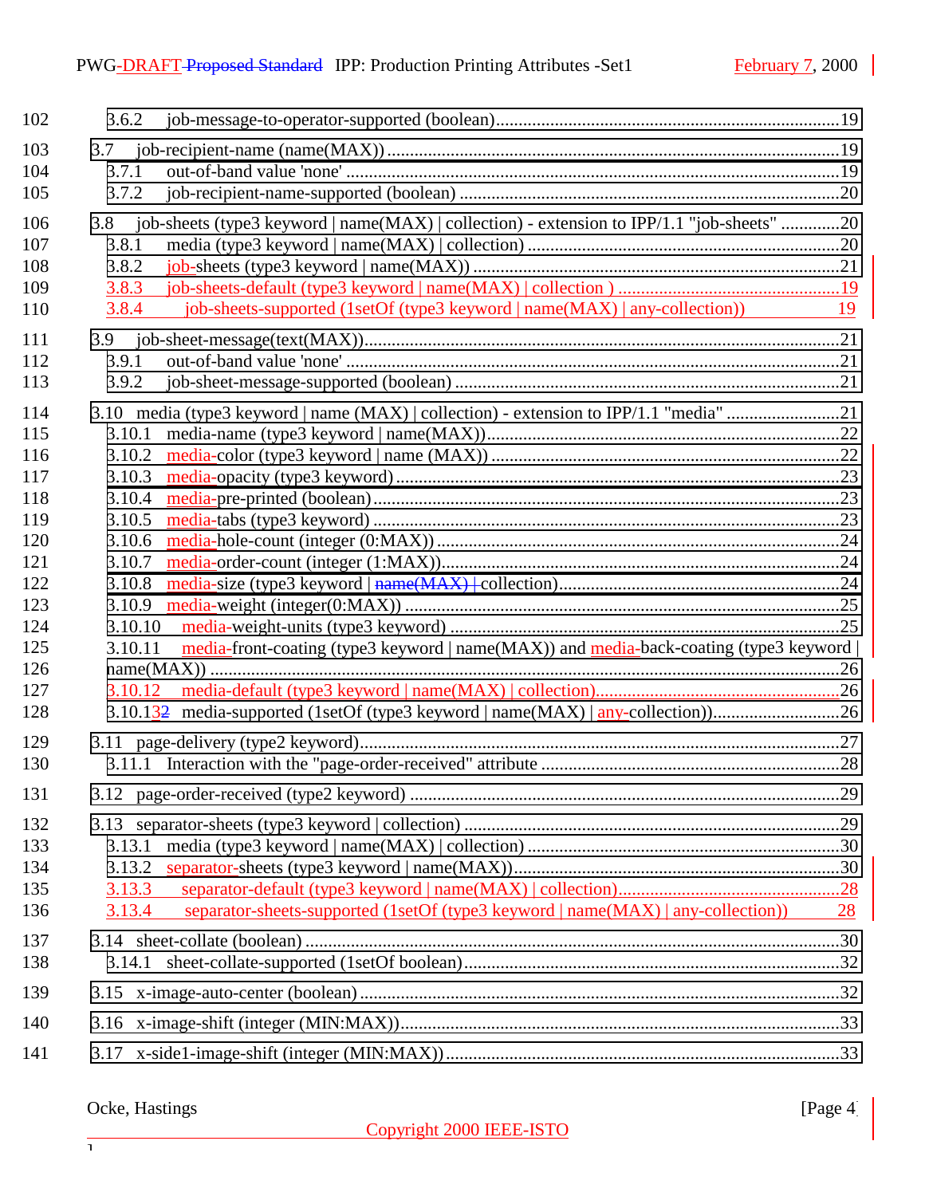102 3.6.2 job-message-to-operator-supported (boolean)............................................................................19

103 3.7 job-recipient-name (name(MAX)) ....................................................................................................19

104 3.7.1 out-of-band value 'none' ...............................................................................................................19

105 3.7.2 job-recipient-name-supported (boolean) .....................................................................................20

106 3.8 job-sheets (type3 keyword | name(MAX) | collection) - extension to IPP/1.1 "job-sheets" .............20

107 3.8.1 media (type3 keyword | name(MAX) | collection) .....................................................................20

108 3.8.2 job-sheets (type3 keyword | name(MAX)) ..................................................................................21

109 3.8.3 job-sheets-default (type3 keyword | name(MAX) | collection ) .................................................19

110 3.8.4 job-sheets-supported (1setOf (type3 keyword | name(MAX) | any-collection)) 19

111 3.9 job-sheet-message(text(MAX))..........................................................................................................21

112 3.9.1 out-of-band value 'none' ...............................................................................................................21

113 3.9.2 job-sheet-message-supported (boolean) .....................................................................................21

114 3.10 media (type3 keyword | name (MAX) | collection) - extension to IPP/1.1 "media" .........................21

115 3.10.1 media-name (type3 keyword | name(MAX))...............................................................................22

116 3.10.2 media-color (type3 keyword | name (MAX)) .............................................................................22

117 3.10.3 media-opacity (type3 keyword) ..................................................................................................23

118 3.10.4 media-pre-printed (boolean)........................................................................................................23

119 3.10.5 media-tabs (type3 keyword) ........................................................................................................23

120 3.10.6 media-hole-count (integer (0:MAX)) ..........................................................................................24

121 3.10.7 media-order-count (integer (1:MAX))..........................................................................................24

122 3.10.8 media-size (type3 keyword | ~~name(MAX) |~~ collection)..............................................................24

123 3.10.9 media-weight (integer(0:MAX)) .................................................................................................25

124 3.10.10 media-weight-units (type3 keyword) ......................................................................................25

125 3.10.11 media-front-coating (type3 keyword | name(MAX)) and media-back-coating (type3 keyword |

126 name(MAX)) ..........................................................................................................................................26

127 3.10.12 media-default (type3 keyword | name(MAX) | collection).....................................................26

128 3.10.1~~3~~2 media-supported (1setOf (type3 keyword | name(MAX) | any-collection))............................26

129 3.11 page-delivery (type2 keyword)..........................................................................................................27

130 3.11.1 Interaction with the "page-order-received" attribute ..................................................................28

131 3.12 page-order-received (type2 keyword) ..............................................................................................29

132 3.13 separator-sheets (type3 keyword | collection) ...................................................................................29

133 3.13.1 media (type3 keyword | name(MAX) | collection) .....................................................................30

134 3.13.2 separator-sheets (type3 keyword | name(MAX))........................................................................30

135 3.13.3 separator-default (type3 keyword | name(MAX) | collection).................................................28

136 3.13.4 separator-sheets-supported (1setOf (type3 keyword | name(MAX) | any-collection)) 28

137 3.14 sheet-collate (boolean) ......................................................................................................................30

138 3.14.1 sheet-collate-supported (1setOf boolean)...................................................................................32

139 3.15 x-image-auto-center (boolean) ..........................................................................................................32

140 3.16 x-image-shift (integer (MIN:MAX))..................................................................................................33

141 3.17 x-side1-image-shift (integer (MIN:MAX)) .......................................................................................33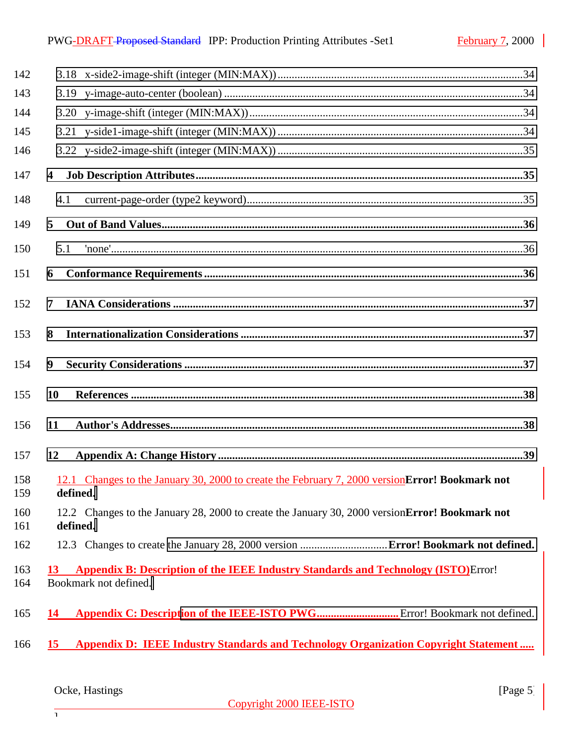3.18 x-side2-image-shift (integer (MIN:MAX)) ....................................................................................34

3.19 y-image-auto-center (boolean) ..............................................................................................34

3.20 y-image-shift (integer (MIN:MAX)) ...........................................................................................34

3.21 y-side1-image-shift (integer (MIN:MAX)) ....................................................................................34

3.22 y-side2-image-shift (integer (MIN:MAX)) ....................................................................................35

**4 Job Description Attributes..................................................................................................................35**

4.1 current-page-order (type2 keyword)..............................................................................................35

**5 Out of Band Values..............................................................................................................................36**

5.1 'none'...............................................................................................................................................36

**6 Conformance Requirements ...............................................................................................................36**

**7 IANA Considerations ..........................................................................................................................37**

**8 Internationalization Considerations ..................................................................................................37**

**9 Security Considerations ......................................................................................................................37**

**10 References ..........................................................................................................................................38**

**11 Author's Addresses............................................................................................................................38**

**12 Appendix A: Change History ...........................................................................................................39**

12.1 Changes to the January 30, 2000 to create the February 7, 2000 version**Error! Bookmark not defined.**

12.2 Changes to the January 28, 2000 to create the January 30, 2000 version**Error! Bookmark not defined.**

12.3 Changes to create the January 28, 2000 version ..............................**Error! Bookmark not defined.**

**13 Appendix B: Description of the IEEE Industry Standards and Technology (ISTO)**Error! Bookmark not defined.

**14 Appendix C: Description of the IEEE-ISTO PWG.............................** Error! Bookmark not defined.

**15 Appendix D: IEEE Industry Standards and Technology Organization Copyright Statement .....**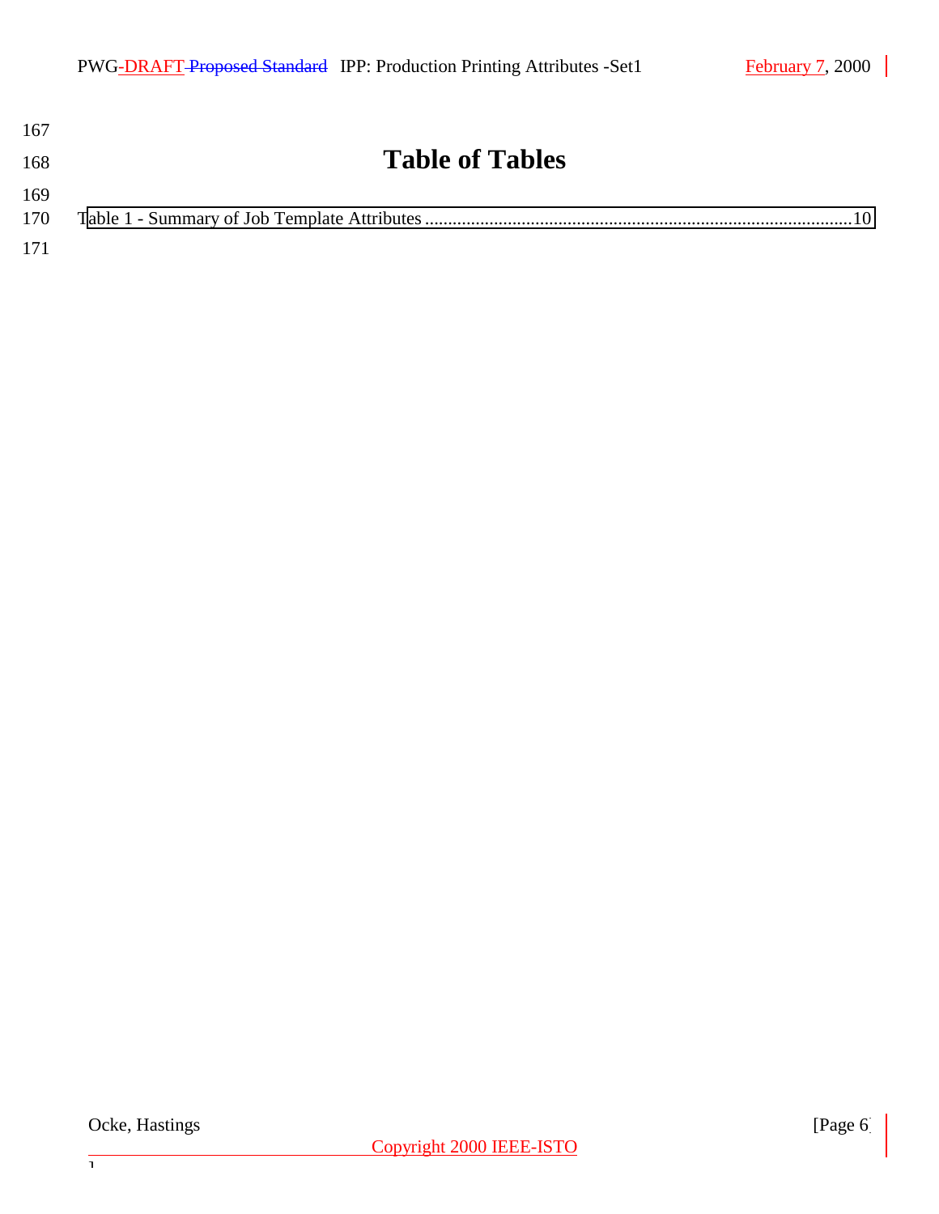# Table of Tables

Table 1 - Summary of Job Template Attributes ..........................................................................................10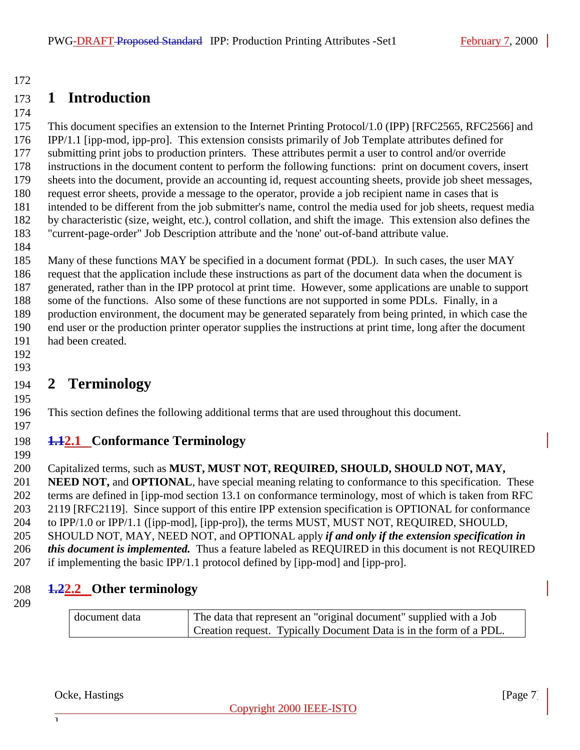# 1 Introduction

This document specifies an extension to the Internet Printing Protocol/1.0 (IPP) [RFC2565, RFC2566] and IPP/1.1 [ipp-mod, ipp-pro]. This extension consists primarily of Job Template attributes defined for submitting print jobs to production printers. These attributes permit a user to control and/or override instructions in the document content to perform the following functions: print on document covers, insert sheets into the document, provide an accounting id, request accounting sheets, provide job sheet messages, request error sheets, provide a message to the operator, provide a job recipient name in cases that is intended to be different from the job submitter's name, control the media used for job sheets, request media by characteristic (size, weight, etc.), control collation, and shift the image. This extension also defines the "current-page-order" Job Description attribute and the 'none' out-of-band attribute value.

Many of these functions MAY be specified in a document format (PDL). In such cases, the user MAY request that the application include these instructions as part of the document data when the document is generated, rather than in the IPP protocol at print time. However, some applications are unable to support some of the functions. Also some of these functions are not supported in some PDLs. Finally, in a production environment, the document may be generated separately from being printed, in which case the end user or the production printer operator supplies the instructions at print time, long after the document had been created.

# 2 Terminology

This section defines the following additional terms that are used throughout this document.

## 2.1 Conformance Terminology

Capitalized terms, such as **MUST, MUST NOT, REQUIRED, SHOULD, SHOULD NOT, MAY, NEED NOT,** and **OPTIONAL**, have special meaning relating to conformance to this specification. These terms are defined in [ipp-mod section 13.1 on conformance terminology, most of which is taken from RFC 2119 [RFC2119]. Since support of this entire IPP extension specification is OPTIONAL for conformance to IPP/1.0 or IPP/1.1 ([ipp-mod], [ipp-pro]), the terms MUST, MUST NOT, REQUIRED, SHOULD, SHOULD NOT, MAY, NEED NOT, and OPTIONAL apply ***if and only if the extension specification in this document is implemented.*** Thus a feature labeled as REQUIRED in this document is not REQUIRED if implementing the basic IPP/1.1 protocol defined by [ipp-mod] and [ipp-pro].

## 2.2 Other terminology

| | |
|---|---|
| document data | The data that represent an "original document" supplied with a Job Creation request. Typically Document Data is in the form of a PDL. |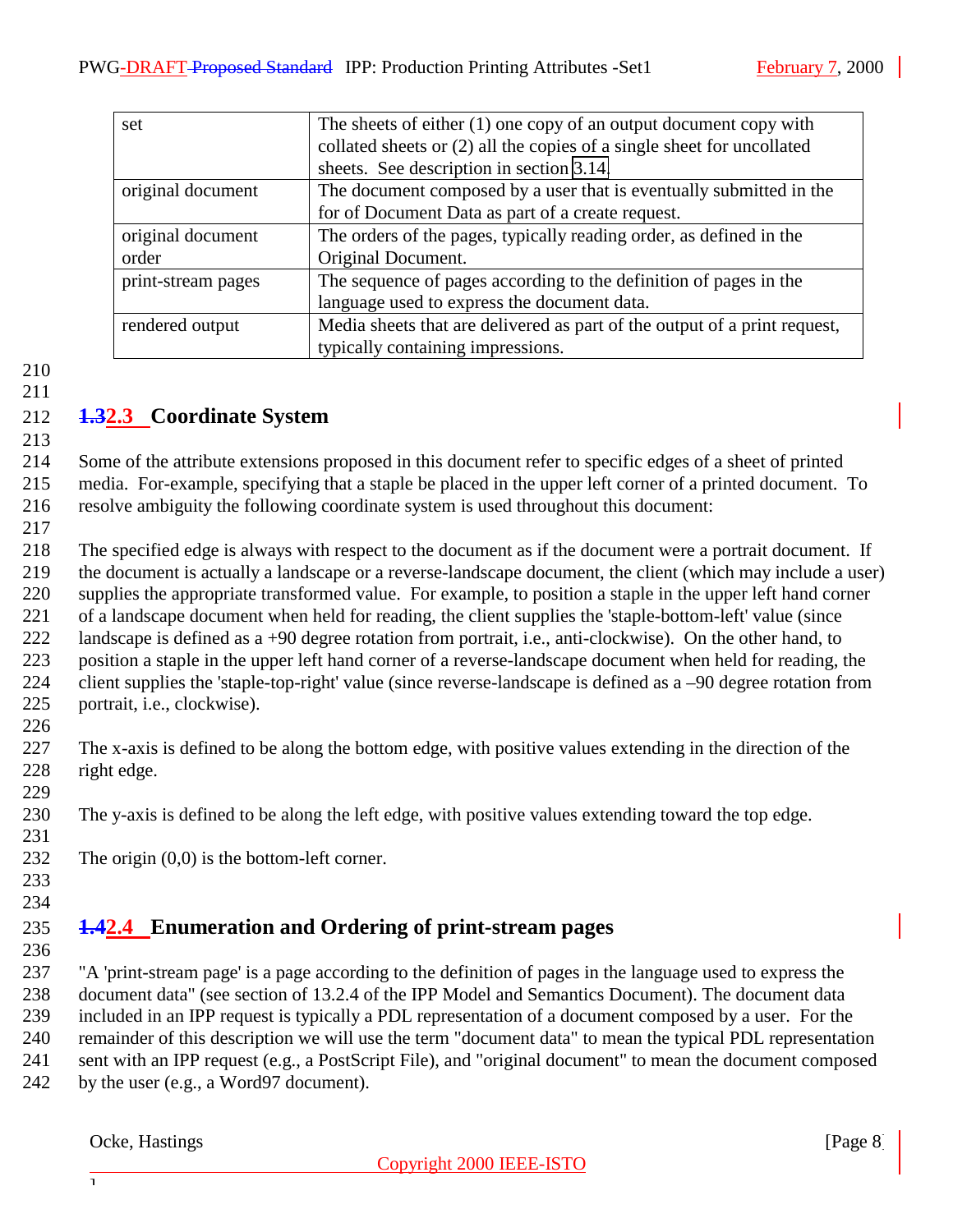| set | The sheets of either (1) one copy of an output document copy with collated sheets or (2) all the copies of a single sheet for uncollated sheets. See description in section 3.14. |
| --- | --- |
| original document | The document composed by a user that is eventually submitted in the for of Document Data as part of a create request. |
| original document order | The orders of the pages, typically reading order, as defined in the Original Document. |
| print-stream pages | The sequence of pages according to the definition of pages in the language used to express the document data. |
| rendered output | Media sheets that are delivered as part of the output of a print request, typically containing impressions. |

## 2.3 Coordinate System

Some of the attribute extensions proposed in this document refer to specific edges of a sheet of printed media. For-example, specifying that a staple be placed in the upper left corner of a printed document. To resolve ambiguity the following coordinate system is used throughout this document:

The specified edge is always with respect to the document as if the document were a portrait document. If the document is actually a landscape or a reverse-landscape document, the client (which may include a user) supplies the appropriate transformed value. For example, to position a staple in the upper left hand corner of a landscape document when held for reading, the client supplies the 'staple-bottom-left' value (since landscape is defined as a +90 degree rotation from portrait, i.e., anti-clockwise). On the other hand, to position a staple in the upper left hand corner of a reverse-landscape document when held for reading, the client supplies the 'staple-top-right' value (since reverse-landscape is defined as a –90 degree rotation from portrait, i.e., clockwise).

The x-axis is defined to be along the bottom edge, with positive values extending in the direction of the right edge.

The y-axis is defined to be along the left edge, with positive values extending toward the top edge.

The origin (0,0) is the bottom-left corner.

## 2.4 Enumeration and Ordering of print-stream pages

"A 'print-stream page' is a page according to the definition of pages in the language used to express the document data" (see section of 13.2.4 of the IPP Model and Semantics Document). The document data included in an IPP request is typically a PDL representation of a document composed by a user. For the remainder of this description we will use the term "document data" to mean the typical PDL representation sent with an IPP request (e.g., a PostScript File), and "original document" to mean the document composed by the user (e.g., a Word97 document).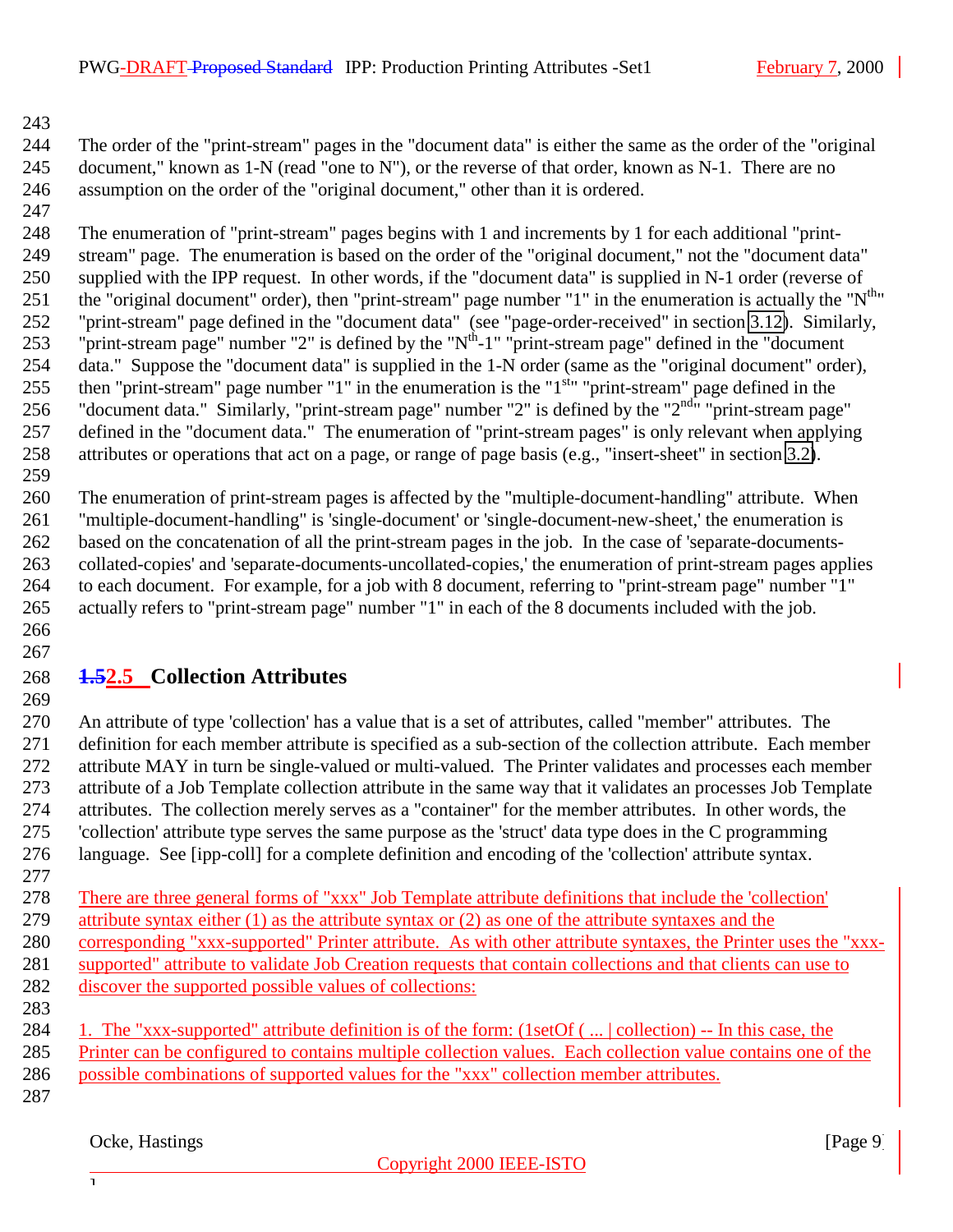The order of the "print-stream" pages in the "document data" is either the same as the order of the "original document," known as 1-N (read "one to N"), or the reverse of that order, known as N-1. There are no assumption on the order of the "original document," other than it is ordered.

The enumeration of "print-stream" pages begins with 1 and increments by 1 for each additional "print-stream" page. The enumeration is based on the order of the "original document," not the "document data" supplied with the IPP request. In other words, if the "document data" is supplied in N-1 order (reverse of the "original document" order), then "print-stream" page number "1" in the enumeration is actually the "N[th]" "print-stream" page defined in the "document data" (see "page-order-received" in section 3.12). Similarly, "print-stream page" number "2" is defined by the "N[th]-1" "print-stream page" defined in the "document data." Suppose the "document data" is supplied in the 1-N order (same as the "original document" order), then "print-stream" page number "1" in the enumeration is the "1[st]" "print-stream" page defined in the "document data." Similarly, "print-stream page" number "2" is defined by the "2[nd]" "print-stream page" defined in the "document data." The enumeration of "print-stream pages" is only relevant when applying attributes or operations that act on a page, or range of page basis (e.g., "insert-sheet" in section 3.2).

The enumeration of print-stream pages is affected by the "multiple-document-handling" attribute. When "multiple-document-handling" is 'single-document' or 'single-document-new-sheet,' the enumeration is based on the concatenation of all the print-stream pages in the job. In the case of 'separate-documents-collated-copies' and 'separate-documents-uncollated-copies,' the enumeration of print-stream pages applies to each document. For example, for a job with 8 document, referring to "print-stream page" number "1" actually refers to "print-stream page" number "1" in each of the 8 documents included with the job.

### 2.5 Collection Attributes

An attribute of type 'collection' has a value that is a set of attributes, called "member" attributes. The definition for each member attribute is specified as a sub-section of the collection attribute. Each member attribute MAY in turn be single-valued or multi-valued. The Printer validates and processes each member attribute of a Job Template collection attribute in the same way that it validates an processes Job Template attributes. The collection merely serves as a "container" for the member attributes. In other words, the 'collection' attribute type serves the same purpose as the 'struct' data type does in the C programming language. See [ipp-coll] for a complete definition and encoding of the 'collection' attribute syntax.

There are three general forms of "xxx" Job Template attribute definitions that include the 'collection' attribute syntax either (1) as the attribute syntax or (2) as one of the attribute syntaxes and the corresponding "xxx-supported" Printer attribute. As with other attribute syntaxes, the Printer uses the "xxx-supported" attribute to validate Job Creation requests that contain collections and that clients can use to discover the supported possible values of collections:

1. The "xxx-supported" attribute definition is of the form: (1setOf ( ... | collection) -- In this case, the Printer can be configured to contains multiple collection values. Each collection value contains one of the possible combinations of supported values for the "xxx" collection member attributes.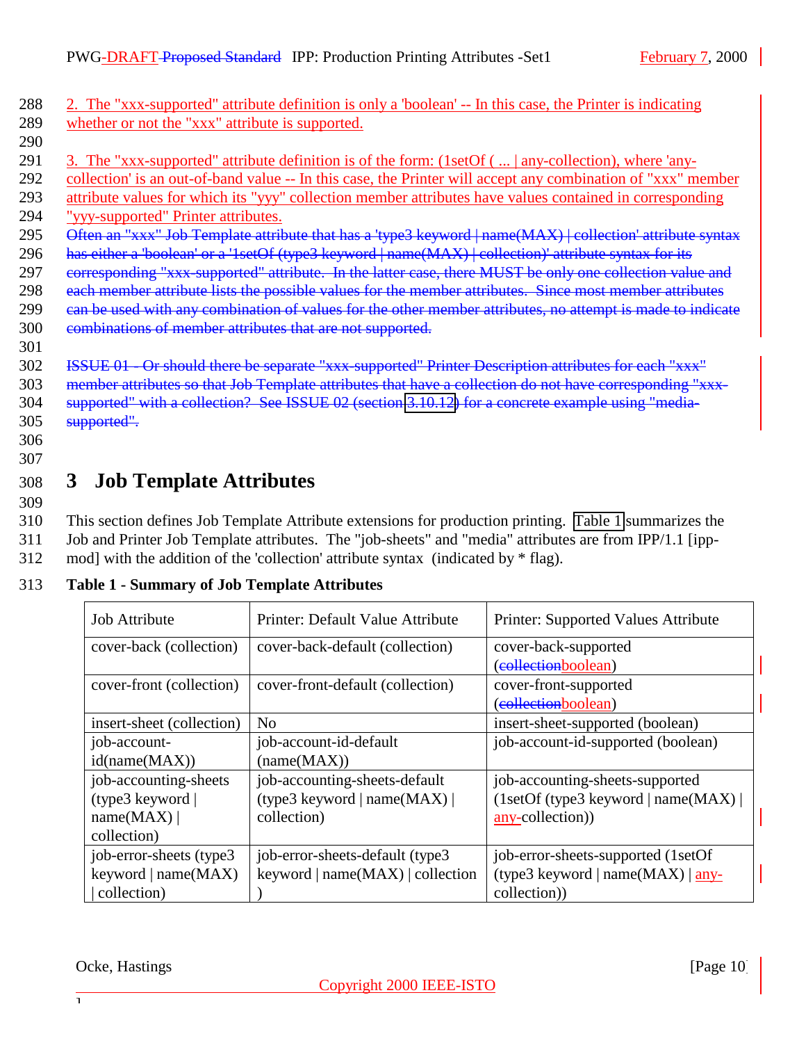2. The "xxx-supported" attribute definition is only a 'boolean' -- In this case, the Printer is indicating whether or not the "xxx" attribute is supported.

3. The "xxx-supported" attribute definition is of the form: (1setOf ( ... | any-collection), where 'any-collection' is an out-of-band value -- In this case, the Printer will accept any combination of "xxx" member attribute values for which its "yyy" collection member attributes have values contained in corresponding "yyy-supported" Printer attributes.

~~Often an "xxx" Job Template attribute that has a 'type3 keyword | name(MAX) | collection' attribute syntax has either a 'boolean' or a '1setOf (type3 keyword | name(MAX) | collection)' attribute syntax for its corresponding "xxx-supported" attribute. In the latter case, there MUST be only one collection value and each member attribute lists the possible values for the member attributes. Since most member attributes can be used with any combination of values for the other member attributes, no attempt is made to indicate combinations of member attributes that are not supported.~~

~~ISSUE 01 - Or should there be separate "xxx-supported" Printer Description attributes for each "xxx" member attributes so that Job Template attributes that have a collection do not have corresponding "xxx-supported" with a collection? See ISSUE 02 (section 3.10.12) for a concrete example using "media-supported".~~

# 3 Job Template Attributes

This section defines Job Template Attribute extensions for production printing. Table 1 summarizes the Job and Printer Job Template attributes. The "job-sheets" and "media" attributes are from IPP/1.1 [ipp-mod] with the addition of the 'collection' attribute syntax (indicated by * flag).

**Table 1 - Summary of Job Template Attributes**

| Job Attribute | Printer: Default Value Attribute | Printer: Supported Values Attribute |
|---|---|---|
| cover-back (collection) | cover-back-default (collection) | cover-back-supported (~~collection~~boolean) |
| cover-front (collection) | cover-front-default (collection) | cover-front-supported (~~collection~~boolean) |
| insert-sheet (collection) | No | insert-sheet-supported (boolean) |
| job-account-id(name(MAX)) | job-account-id-default (name(MAX)) | job-account-id-supported (boolean) |
| job-accounting-sheets (type3 keyword \| name(MAX) \| collection) | job-accounting-sheets-default (type3 keyword \| name(MAX) \| collection) | job-accounting-sheets-supported (1setOf (type3 keyword \| name(MAX) \| any-collection)) |
| job-error-sheets (type3 keyword \| name(MAX) \| collection) | job-error-sheets-default (type3 keyword \| name(MAX) \| collection ) | job-error-sheets-supported (1setOf (type3 keyword \| name(MAX) \| any-collection)) |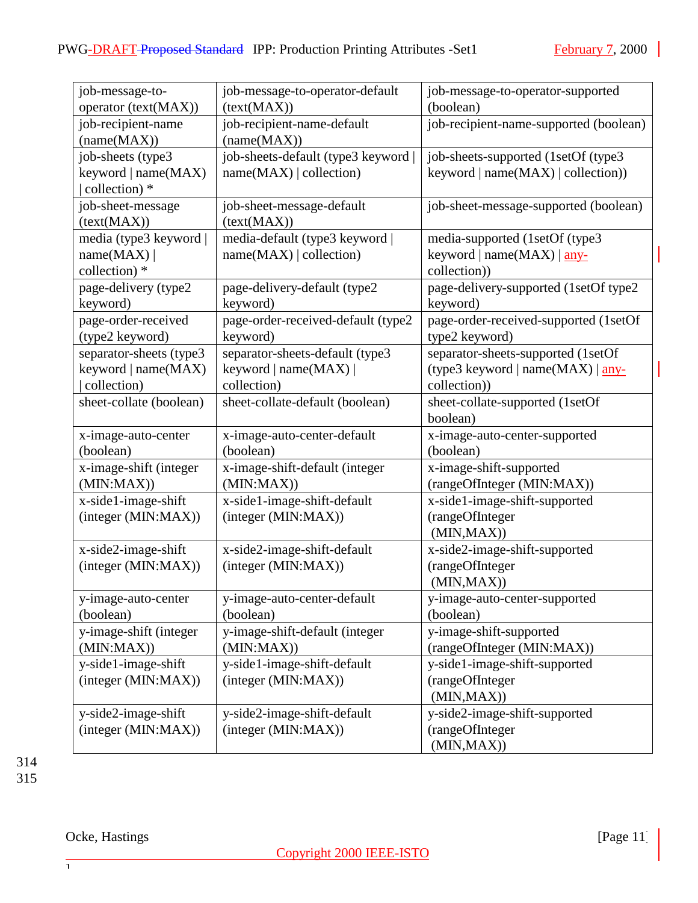| job-message-to-operator (text(MAX)) | job-message-to-operator-default (text(MAX)) | job-message-to-operator-supported (boolean) |
|---|---|---|
| job-recipient-name (name(MAX)) | job-recipient-name-default (name(MAX)) | job-recipient-name-supported (boolean) |
| job-sheets (type3 keyword \| name(MAX) \| collection) * | job-sheets-default (type3 keyword \| name(MAX) \| collection) | job-sheets-supported (1setOf (type3 keyword \| name(MAX) \| collection)) |
| job-sheet-message (text(MAX)) | job-sheet-message-default (text(MAX)) | job-sheet-message-supported (boolean) |
| media (type3 keyword \| name(MAX) \| collection) * | media-default (type3 keyword \| name(MAX) \| collection) | media-supported (1setOf (type3 keyword \| name(MAX) \| any-collection)) |
| page-delivery (type2 keyword) | page-delivery-default (type2 keyword) | page-delivery-supported (1setOf type2 keyword) |
| page-order-received (type2 keyword) | page-order-received-default (type2 keyword) | page-order-received-supported (1setOf type2 keyword) |
| separator-sheets (type3 keyword \| name(MAX) \| collection) | separator-sheets-default (type3 keyword \| name(MAX) \| collection) | separator-sheets-supported (1setOf (type3 keyword \| name(MAX) \| any-collection)) |
| sheet-collate (boolean) | sheet-collate-default (boolean) | sheet-collate-supported (1setOf boolean) |
| x-image-auto-center (boolean) | x-image-auto-center-default (boolean) | x-image-auto-center-supported (boolean) |
| x-image-shift (integer (MIN:MAX)) | x-image-shift-default (integer (MIN:MAX)) | x-image-shift-supported (rangeOfInteger (MIN:MAX)) |
| x-side1-image-shift (integer (MIN:MAX)) | x-side1-image-shift-default (integer (MIN:MAX)) | x-side1-image-shift-supported (rangeOfInteger (MIN,MAX)) |
| x-side2-image-shift (integer (MIN:MAX)) | x-side2-image-shift-default (integer (MIN:MAX)) | x-side2-image-shift-supported (rangeOfInteger (MIN,MAX)) |
| y-image-auto-center (boolean) | y-image-auto-center-default (boolean) | y-image-auto-center-supported (boolean) |
| y-image-shift (integer (MIN:MAX)) | y-image-shift-default (integer (MIN:MAX)) | y-image-shift-supported (rangeOfInteger (MIN:MAX)) |
| y-side1-image-shift (integer (MIN:MAX)) | y-side1-image-shift-default (integer (MIN:MAX)) | y-side1-image-shift-supported (rangeOfInteger (MIN,MAX)) |
| y-side2-image-shift (integer (MIN:MAX)) | y-side2-image-shift-default (integer (MIN:MAX)) | y-side2-image-shift-supported (rangeOfInteger (MIN,MAX)) |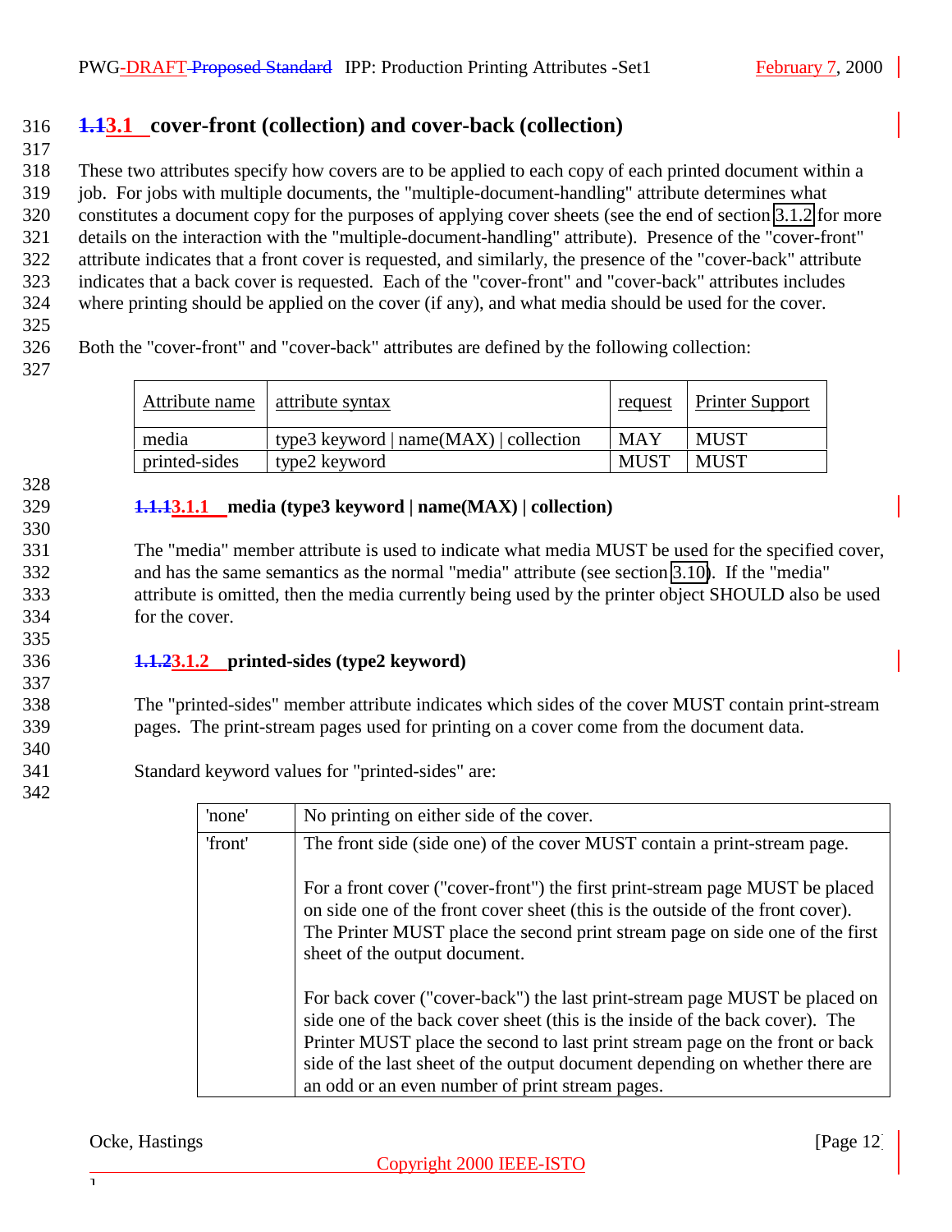## 3.1 cover-front (collection) and cover-back (collection)

These two attributes specify how covers are to be applied to each copy of each printed document within a job. For jobs with multiple documents, the "multiple-document-handling" attribute determines what constitutes a document copy for the purposes of applying cover sheets (see the end of section 3.1.2 for more details on the interaction with the "multiple-document-handling" attribute). Presence of the "cover-front" attribute indicates that a front cover is requested, and similarly, the presence of the "cover-back" attribute indicates that a back cover is requested. Each of the "cover-front" and "cover-back" attributes includes where printing should be applied on the cover (if any), and what media should be used for the cover.

Both the "cover-front" and "cover-back" attributes are defined by the following collection:

| Attribute name | attribute syntax | request | Printer Support |
|---|---|---|---|
| media | type3 keyword \| name(MAX) \| collection | MAY | MUST |
| printed-sides | type2 keyword | MUST | MUST |

### 3.1.1 media (type3 keyword | name(MAX) | collection)

The "media" member attribute is used to indicate what media MUST be used for the specified cover, and has the same semantics as the normal "media" attribute (see section 3.10). If the "media" attribute is omitted, then the media currently being used by the printer object SHOULD also be used for the cover.

### 3.1.2 printed-sides (type2 keyword)

The "printed-sides" member attribute indicates which sides of the cover MUST contain print-stream pages. The print-stream pages used for printing on a cover come from the document data.

Standard keyword values for "printed-sides" are:

| | |
|---|---|
| 'none' | No printing on either side of the cover. |
| 'front' | The front side (side one) of the cover MUST contain a print-stream page.<br><br>For a front cover ("cover-front") the first print-stream page MUST be placed on side one of the front cover sheet (this is the outside of the front cover). The Printer MUST place the second print stream page on side one of the first sheet of the output document.<br><br>For back cover ("cover-back") the last print-stream page MUST be placed on side one of the back cover sheet (this is the inside of the back cover). The Printer MUST place the second to last print stream page on the front or back side of the last sheet of the output document depending on whether there are an odd or an even number of print stream pages. |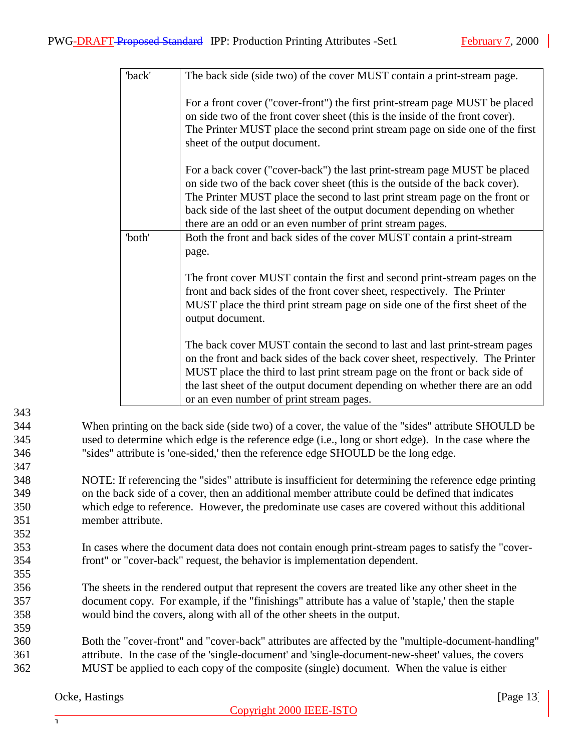| | |
|---|---|
| 'back' | The back side (side two) of the cover MUST contain a print-stream page.<br><br>For a front cover ("cover-front") the first print-stream page MUST be placed on side two of the front cover sheet (this is the inside of the front cover). The Printer MUST place the second print stream page on side one of the first sheet of the output document.<br><br>For a back cover ("cover-back") the last print-stream page MUST be placed on side two of the back cover sheet (this is the outside of the back cover). The Printer MUST place the second to last print stream page on the front or back side of the last sheet of the output document depending on whether there are an odd or an even number of print stream pages. |
| 'both' | Both the front and back sides of the cover MUST contain a print-stream page.<br><br>The front cover MUST contain the first and second print-stream pages on the front and back sides of the front cover sheet, respectively. The Printer MUST place the third print stream page on side one of the first sheet of the output document.<br><br>The back cover MUST contain the second to last and last print-stream pages on the front and back sides of the back cover sheet, respectively. The Printer MUST place the third to last print stream page on the front or back side of the last sheet of the output document depending on whether there are an odd or an even number of print stream pages. |

When printing on the back side (side two) of a cover, the value of the "sides" attribute SHOULD be used to determine which edge is the reference edge (i.e., long or short edge). In the case where the "sides" attribute is 'one-sided,' then the reference edge SHOULD be the long edge.

NOTE: If referencing the "sides" attribute is insufficient for determining the reference edge printing on the back side of a cover, then an additional member attribute could be defined that indicates which edge to reference. However, the predominate use cases are covered without this additional member attribute.

In cases where the document data does not contain enough print-stream pages to satisfy the "cover-front" or "cover-back" request, the behavior is implementation dependent.

The sheets in the rendered output that represent the covers are treated like any other sheet in the document copy. For example, if the "finishings" attribute has a value of 'staple,' then the staple would bind the covers, along with all of the other sheets in the output.

Both the "cover-front" and "cover-back" attributes are affected by the "multiple-document-handling" attribute. In the case of the 'single-document' and 'single-document-new-sheet' values, the covers MUST be applied to each copy of the composite (single) document. When the value is either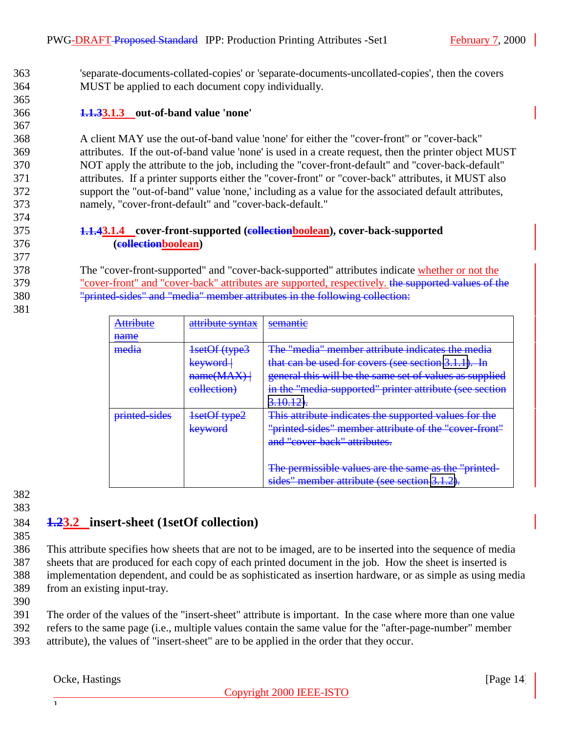'separate-documents-collated-copies' or 'separate-documents-uncollated-copies', then the covers MUST be applied to each document copy individually.

#### ~~1.1.3~~3.1.3 out-of-band value 'none'

A client MAY use the out-of-band value 'none' for either the "cover-front" or "cover-back" attributes. If the out-of-band value 'none' is used in a create request, then the printer object MUST NOT apply the attribute to the job, including the "cover-front-default" and "cover-back-default" attributes. If a printer supports either the "cover-front" or "cover-back" attributes, it MUST also support the "out-of-band" value 'none,' including as a value for the associated default attributes, namely, "cover-front-default" and "cover-back-default."

#### ~~1.1.4~~3.1.4 cover-front-supported (~~collection~~boolean), cover-back-supported (~~collection~~boolean)

The "cover-front-supported" and "cover-back-supported" attributes indicate whether or not the "cover-front" and "cover-back" attributes are supported, respectively. ~~the supported values of the "printed-sides" and "media" member attributes in the following collection:~~

| ~~Attribute name~~ | ~~attribute syntax~~ | ~~semantic~~ |
|---|---|---|
| ~~media~~ | ~~1setOf (type3 keyword \| name(MAX) \| collection)~~ | ~~The "media" member attribute indicates the media that can be used for covers (see section 3.1.1). In general this will be the same set of values as supplied in the "media-supported" printer attribute (see section 3.10.12).~~ |
| ~~printed-sides~~ | ~~1setOf type2 keyword~~ | ~~This attribute indicates the supported values for the "printed-sides" member attribute of the "cover-front" and "cover-back" attributes.~~<br><br>~~The permissible values are the same as the "printed-sides" member attribute (see section 3.1.2).~~ |

### ~~1.2~~3.2 insert-sheet (1setOf collection)

This attribute specifies how sheets that are not to be imaged, are to be inserted into the sequence of media sheets that are produced for each copy of each printed document in the job. How the sheet is inserted is implementation dependent, and could be as sophisticated as insertion hardware, or as simple as using media from an existing input-tray.

The order of the values of the "insert-sheet" attribute is important. In the case where more than one value refers to the same page (i.e., multiple values contain the same value for the "after-page-number" member attribute), the values of "insert-sheet" are to be applied in the order that they occur.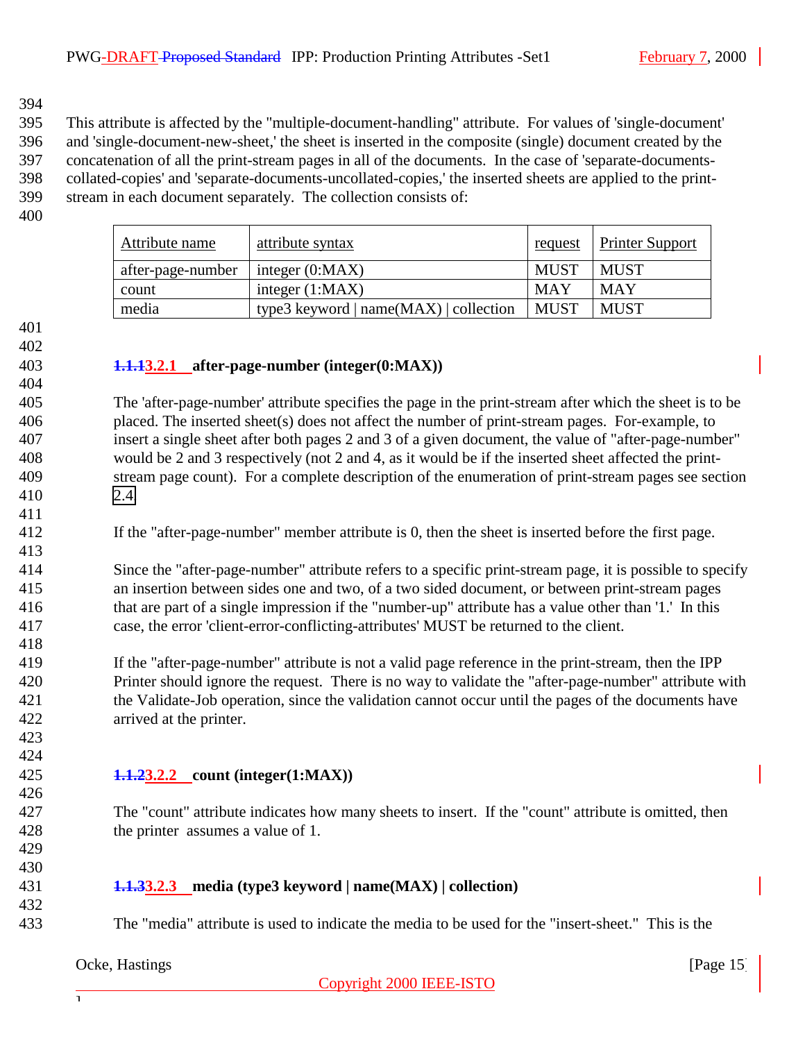This attribute is affected by the "multiple-document-handling" attribute. For values of 'single-document' and 'single-document-new-sheet,' the sheet is inserted in the composite (single) document created by the concatenation of all the print-stream pages in all of the documents. In the case of 'separate-documents-collated-copies' and 'separate-documents-uncollated-copies,' the inserted sheets are applied to the print-stream in each document separately. The collection consists of:

| Attribute name | attribute syntax | request | Printer Support |
|---|---|---|---|
| after-page-number | integer (0:MAX) | MUST | MUST |
| count | integer (1:MAX) | MAY | MAY |
| media | type3 keyword \| name(MAX) \| collection | MUST | MUST |

#### 3.2.1 after-page-number (integer(0:MAX))

The 'after-page-number' attribute specifies the page in the print-stream after which the sheet is to be placed. The inserted sheet(s) does not affect the number of print-stream pages. For-example, to insert a single sheet after both pages 2 and 3 of a given document, the value of "after-page-number" would be 2 and 3 respectively (not 2 and 4, as it would be if the inserted sheet affected the print-stream page count). For a complete description of the enumeration of print-stream pages see section 2.4

If the "after-page-number" member attribute is 0, then the sheet is inserted before the first page.

Since the "after-page-number" attribute refers to a specific print-stream page, it is possible to specify an insertion between sides one and two, of a two sided document, or between print-stream pages that are part of a single impression if the "number-up" attribute has a value other than '1.' In this case, the error 'client-error-conflicting-attributes' MUST be returned to the client.

If the "after-page-number" attribute is not a valid page reference in the print-stream, then the IPP Printer should ignore the request. There is no way to validate the "after-page-number" attribute with the Validate-Job operation, since the validation cannot occur until the pages of the documents have arrived at the printer.

#### 3.2.2 count (integer(1:MAX))

The "count" attribute indicates how many sheets to insert. If the "count" attribute is omitted, then the printer assumes a value of 1.

#### 3.2.3 media (type3 keyword | name(MAX) | collection)

The "media" attribute is used to indicate the media to be used for the "insert-sheet." This is the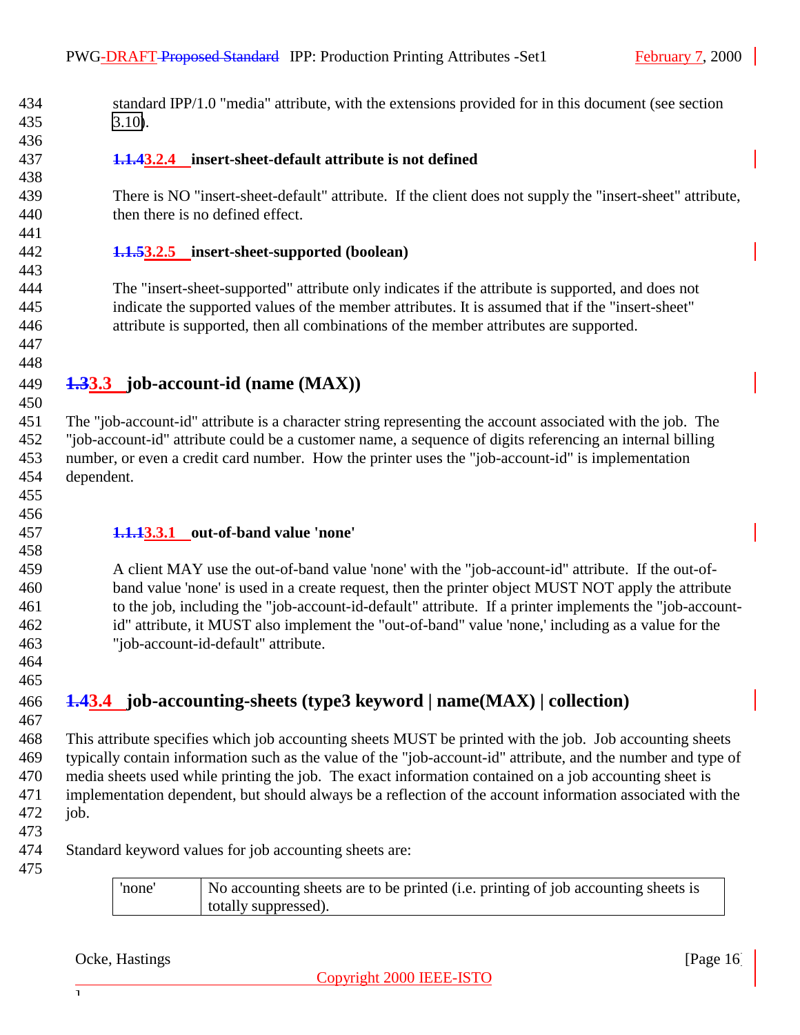standard IPP/1.0 "media" attribute, with the extensions provided for in this document (see section 3.10).

#### 3.2.4 insert-sheet-default attribute is not defined

There is NO "insert-sheet-default" attribute. If the client does not supply the "insert-sheet" attribute, then there is no defined effect.

#### 3.2.5 insert-sheet-supported (boolean)

The "insert-sheet-supported" attribute only indicates if the attribute is supported, and does not indicate the supported values of the member attributes. It is assumed that if the "insert-sheet" attribute is supported, then all combinations of the member attributes are supported.

### 3.3 job-account-id (name (MAX))

The "job-account-id" attribute is a character string representing the account associated with the job. The "job-account-id" attribute could be a customer name, a sequence of digits referencing an internal billing number, or even a credit card number. How the printer uses the "job-account-id" is implementation dependent.

#### 3.3.1 out-of-band value 'none'

A client MAY use the out-of-band value 'none' with the "job-account-id" attribute. If the out-of-band value 'none' is used in a create request, then the printer object MUST NOT apply the attribute to the job, including the "job-account-id-default" attribute. If a printer implements the "job-account-id" attribute, it MUST also implement the "out-of-band" value 'none,' including as a value for the "job-account-id-default" attribute.

### 3.4 job-accounting-sheets (type3 keyword | name(MAX) | collection)

This attribute specifies which job accounting sheets MUST be printed with the job. Job accounting sheets typically contain information such as the value of the "job-account-id" attribute, and the number and type of media sheets used while printing the job. The exact information contained on a job accounting sheet is implementation dependent, but should always be a reflection of the account information associated with the job.

Standard keyword values for job accounting sheets are:

| | |
|---|---|
| 'none' | No accounting sheets are to be printed (i.e. printing of job accounting sheets is totally suppressed). |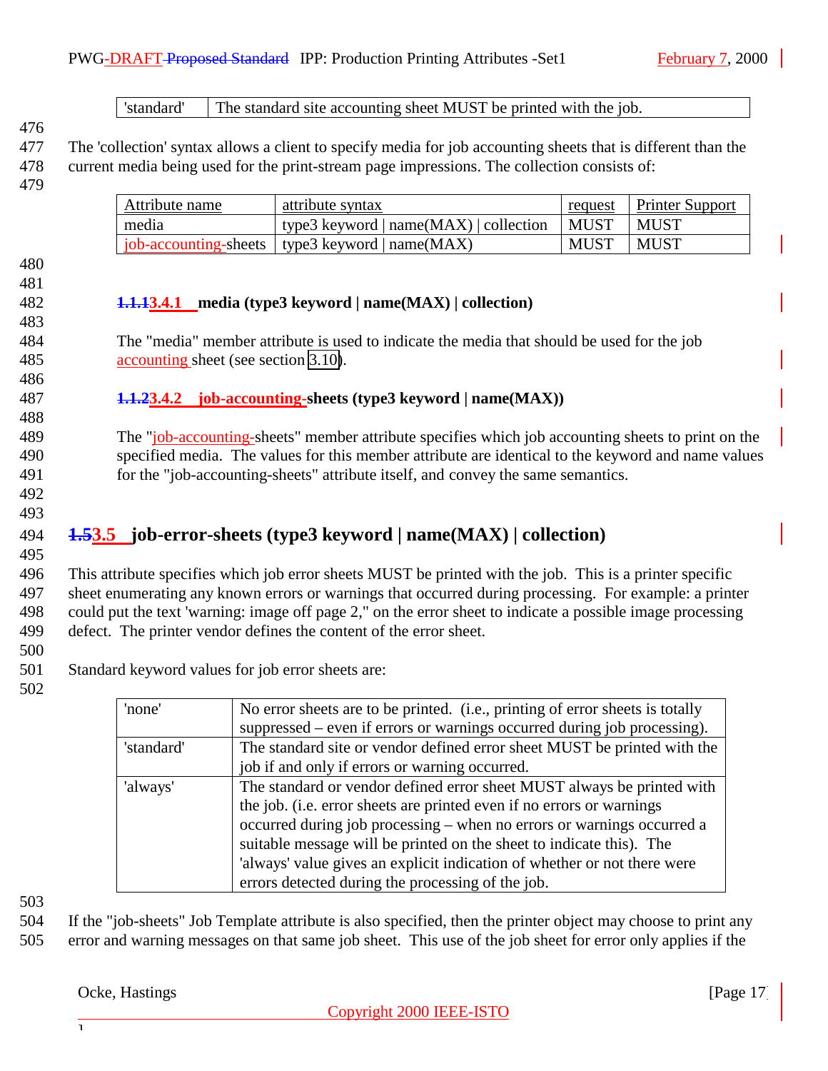| 'standard' | The standard site accounting sheet MUST be printed with the job. |
|---|---|

The 'collection' syntax allows a client to specify media for job accounting sheets that is different than the current media being used for the print-stream page impressions. The collection consists of:

| Attribute name | attribute syntax | request | Printer Support |
|---|---|---|---|
| media | type3 keyword \| name(MAX) \| collection | MUST | MUST |
| job-accounting-sheets | type3 keyword \| name(MAX) | MUST | MUST |

#### 3.4.1 media (type3 keyword | name(MAX) | collection)

The "media" member attribute is used to indicate the media that should be used for the job accounting sheet (see section 3.10).

#### 3.4.2 job-accounting-sheets (type3 keyword | name(MAX))

The "job-accounting-sheets" member attribute specifies which job accounting sheets to print on the specified media. The values for this member attribute are identical to the keyword and name values for the "job-accounting-sheets" attribute itself, and convey the same semantics.

### 3.5 job-error-sheets (type3 keyword | name(MAX) | collection)

This attribute specifies which job error sheets MUST be printed with the job. This is a printer specific sheet enumerating any known errors or warnings that occurred during processing. For example: a printer could put the text 'warning: image off page 2," on the error sheet to indicate a possible image processing defect. The printer vendor defines the content of the error sheet.

Standard keyword values for job error sheets are:

| | |
|---|---|
| 'none' | No error sheets are to be printed. (i.e., printing of error sheets is totally suppressed – even if errors or warnings occurred during job processing). |
| 'standard' | The standard site or vendor defined error sheet MUST be printed with the job if and only if errors or warning occurred. |
| 'always' | The standard or vendor defined error sheet MUST always be printed with the job. (i.e. error sheets are printed even if no errors or warnings occurred during job processing – when no errors or warnings occurred a suitable message will be printed on the sheet to indicate this). The 'always' value gives an explicit indication of whether or not there were errors detected during the processing of the job. |

If the "job-sheets" Job Template attribute is also specified, then the printer object may choose to print any error and warning messages on that same job sheet. This use of the job sheet for error only applies if the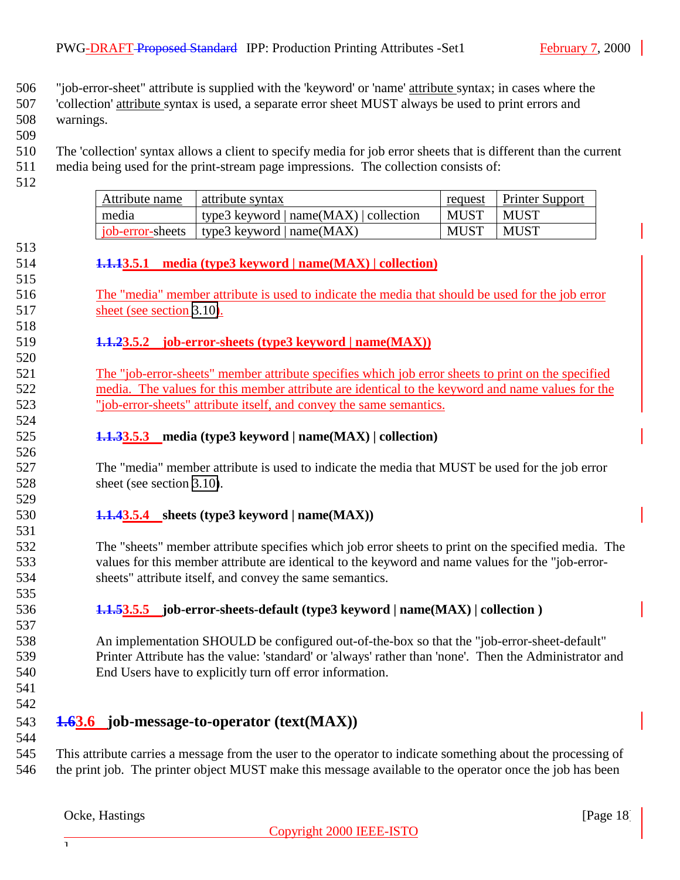"job-error-sheet" attribute is supplied with the 'keyword' or 'name' attribute syntax; in cases where the 'collection' attribute syntax is used, a separate error sheet MUST always be used to print errors and warnings.

The 'collection' syntax allows a client to specify media for job error sheets that is different than the current media being used for the print-stream page impressions. The collection consists of:

| Attribute name | attribute syntax | request | Printer Support |
|---|---|---|---|
| media | type3 keyword \| name(MAX) \| collection | MUST | MUST |
| job-error-sheets | type3 keyword \| name(MAX) | MUST | MUST |

#### ~~1.1.1~~3.5.1 media (type3 keyword | name(MAX) | collection)

The "media" member attribute is used to indicate the media that should be used for the job error sheet (see section 3.10).

#### ~~1.1.2~~3.5.2 job-error-sheets (type3 keyword | name(MAX))

The "job-error-sheets" member attribute specifies which job error sheets to print on the specified media. The values for this member attribute are identical to the keyword and name values for the "job-error-sheets" attribute itself, and convey the same semantics.

#### ~~1.1.3~~3.5.3 media (type3 keyword | name(MAX) | collection)

The "media" member attribute is used to indicate the media that MUST be used for the job error sheet (see section 3.10).

#### ~~1.1.4~~3.5.4 sheets (type3 keyword | name(MAX))

The "sheets" member attribute specifies which job error sheets to print on the specified media. The values for this member attribute are identical to the keyword and name values for the "job-error-sheets" attribute itself, and convey the same semantics.

#### ~~1.1.5~~3.5.5 job-error-sheets-default (type3 keyword | name(MAX) | collection )

An implementation SHOULD be configured out-of-the-box so that the "job-error-sheet-default" Printer Attribute has the value: 'standard' or 'always' rather than 'none'. Then the Administrator and End Users have to explicitly turn off error information.

## ~~1.6~~3.6 job-message-to-operator (text(MAX))

This attribute carries a message from the user to the operator to indicate something about the processing of the print job. The printer object MUST make this message available to the operator once the job has been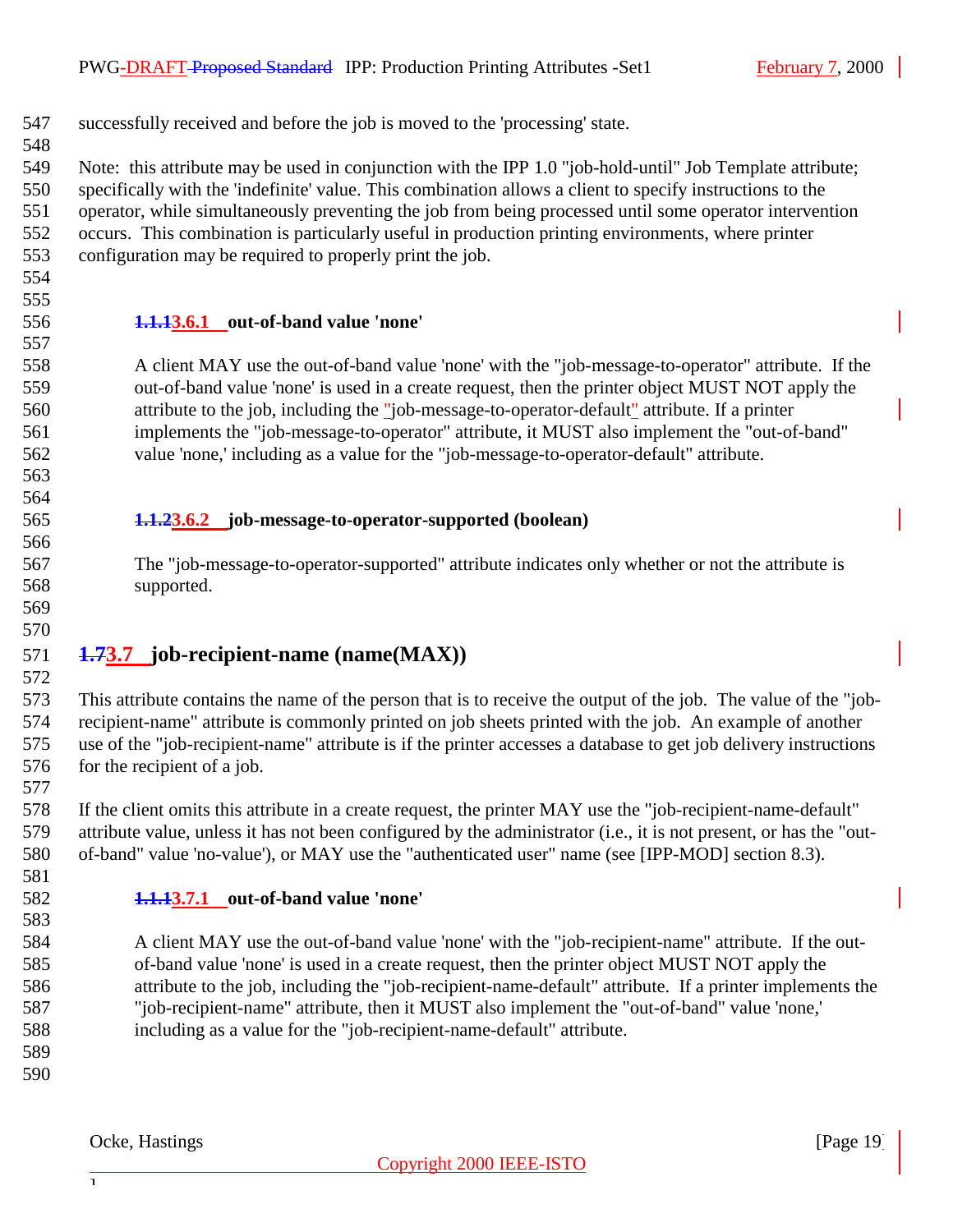successfully received and before the job is moved to the 'processing' state.

Note: this attribute may be used in conjunction with the IPP 1.0 "job-hold-until" Job Template attribute; specifically with the 'indefinite' value. This combination allows a client to specify instructions to the operator, while simultaneously preventing the job from being processed until some operator intervention occurs. This combination is particularly useful in production printing environments, where printer configuration may be required to properly print the job.

#### 3.6.1 out-of-band value 'none'

A client MAY use the out-of-band value 'none' with the "job-message-to-operator" attribute. If the out-of-band value 'none' is used in a create request, then the printer object MUST NOT apply the attribute to the job, including the "job-message-to-operator-default" attribute. If a printer implements the "job-message-to-operator" attribute, it MUST also implement the "out-of-band" value 'none,' including as a value for the "job-message-to-operator-default" attribute.

#### 3.6.2 job-message-to-operator-supported (boolean)

The "job-message-to-operator-supported" attribute indicates only whether or not the attribute is supported.

## 3.7 job-recipient-name (name(MAX))

This attribute contains the name of the person that is to receive the output of the job. The value of the "job-recipient-name" attribute is commonly printed on job sheets printed with the job. An example of another use of the "job-recipient-name" attribute is if the printer accesses a database to get job delivery instructions for the recipient of a job.

If the client omits this attribute in a create request, the printer MAY use the "job-recipient-name-default" attribute value, unless it has not been configured by the administrator (i.e., it is not present, or has the "out-of-band" value 'no-value'), or MAY use the "authenticated user" name (see [IPP-MOD] section 8.3).

#### 3.7.1 out-of-band value 'none'

A client MAY use the out-of-band value 'none' with the "job-recipient-name" attribute. If the out-of-band value 'none' is used in a create request, then the printer object MUST NOT apply the attribute to the job, including the "job-recipient-name-default" attribute. If a printer implements the "job-recipient-name" attribute, then it MUST also implement the "out-of-band" value 'none,' including as a value for the "job-recipient-name-default" attribute.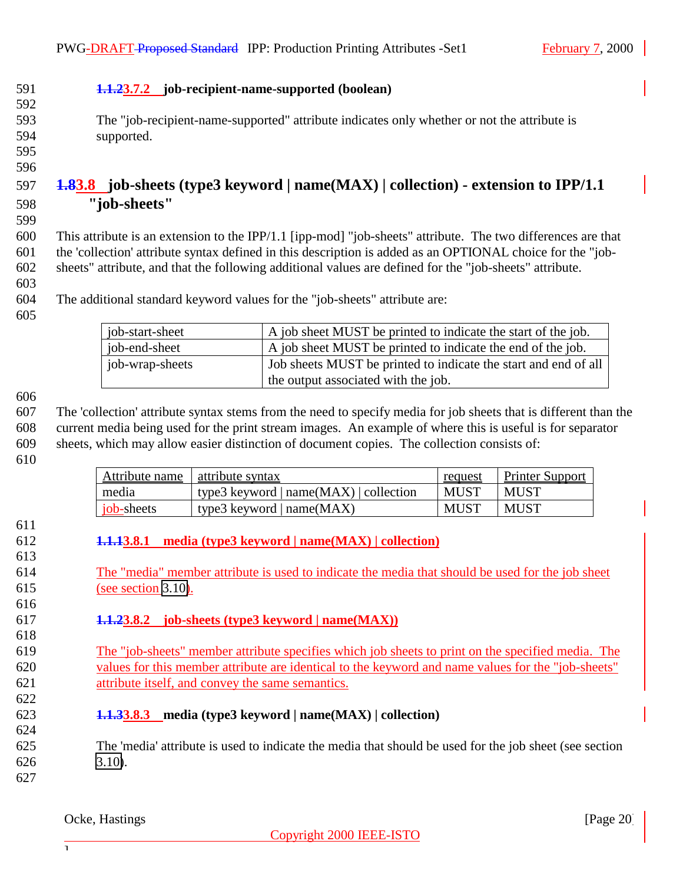#### 3.7.2 job-recipient-name-supported (boolean)

The "job-recipient-name-supported" attribute indicates only whether or not the attribute is supported.

## 3.8 job-sheets (type3 keyword | name(MAX) | collection) - extension to IPP/1.1 "job-sheets"

This attribute is an extension to the IPP/1.1 [ipp-mod] "job-sheets" attribute. The two differences are that the 'collection' attribute syntax defined in this description is added as an OPTIONAL choice for the "job-sheets" attribute, and that the following additional values are defined for the "job-sheets" attribute.

The additional standard keyword values for the "job-sheets" attribute are:

| | |
|---|---|
| job-start-sheet | A job sheet MUST be printed to indicate the start of the job. |
| job-end-sheet | A job sheet MUST be printed to indicate the end of the job. |
| job-wrap-sheets | Job sheets MUST be printed to indicate the start and end of all the output associated with the job. |

The 'collection' attribute syntax stems from the need to specify media for job sheets that is different than the current media being used for the print stream images. An example of where this is useful is for separator sheets, which may allow easier distinction of document copies. The collection consists of:

| Attribute name | attribute syntax | request | Printer Support |
|---|---|---|---|
| media | type3 keyword \| name(MAX) \| collection | MUST | MUST |
| job-sheets | type3 keyword \| name(MAX) | MUST | MUST |

### 3.8.1 media (type3 keyword | name(MAX) | collection)

The "media" member attribute is used to indicate the media that should be used for the job sheet (see section 3.10).

### 3.8.2 job-sheets (type3 keyword | name(MAX))

The "job-sheets" member attribute specifies which job sheets to print on the specified media. The values for this member attribute are identical to the keyword and name values for the "job-sheets" attribute itself, and convey the same semantics.

### 3.8.3 media (type3 keyword | name(MAX) | collection)

The 'media' attribute is used to indicate the media that should be used for the job sheet (see section 3.10).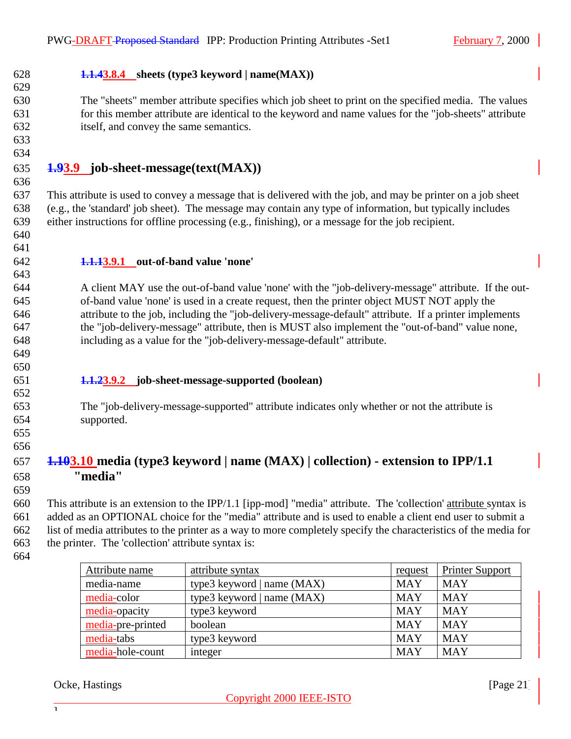#### 3.8.4 sheets (type3 keyword | name(MAX))

The "sheets" member attribute specifies which job sheet to print on the specified media. The values for this member attribute are identical to the keyword and name values for the "job-sheets" attribute itself, and convey the same semantics.

## 3.9 job-sheet-message(text(MAX))

This attribute is used to convey a message that is delivered with the job, and may be printer on a job sheet (e.g., the 'standard' job sheet). The message may contain any type of information, but typically includes either instructions for offline processing (e.g., finishing), or a message for the job recipient.

#### 3.9.1 out-of-band value 'none'

A client MAY use the out-of-band value 'none' with the "job-delivery-message" attribute. If the out-of-band value 'none' is used in a create request, then the printer object MUST NOT apply the attribute to the job, including the "job-delivery-message-default" attribute. If a printer implements the "job-delivery-message" attribute, then is MUST also implement the "out-of-band" value none, including as a value for the "job-delivery-message-default" attribute.

#### 3.9.2 job-sheet-message-supported (boolean)

The "job-delivery-message-supported" attribute indicates only whether or not the attribute is supported.

## 3.10 media (type3 keyword | name (MAX) | collection) - extension to IPP/1.1 "media"

This attribute is an extension to the IPP/1.1 [ipp-mod] "media" attribute. The 'collection' attribute syntax is added as an OPTIONAL choice for the "media" attribute and is used to enable a client end user to submit a list of media attributes to the printer as a way to more completely specify the characteristics of the media for the printer. The 'collection' attribute syntax is:

| Attribute name | attribute syntax | request | Printer Support |
|---|---|---|---|
| media-name | type3 keyword \| name (MAX) | MAY | MAY |
| media-color | type3 keyword \| name (MAX) | MAY | MAY |
| media-opacity | type3 keyword | MAY | MAY |
| media-pre-printed | boolean | MAY | MAY |
| media-tabs | type3 keyword | MAY | MAY |
| media-hole-count | integer | MAY | MAY |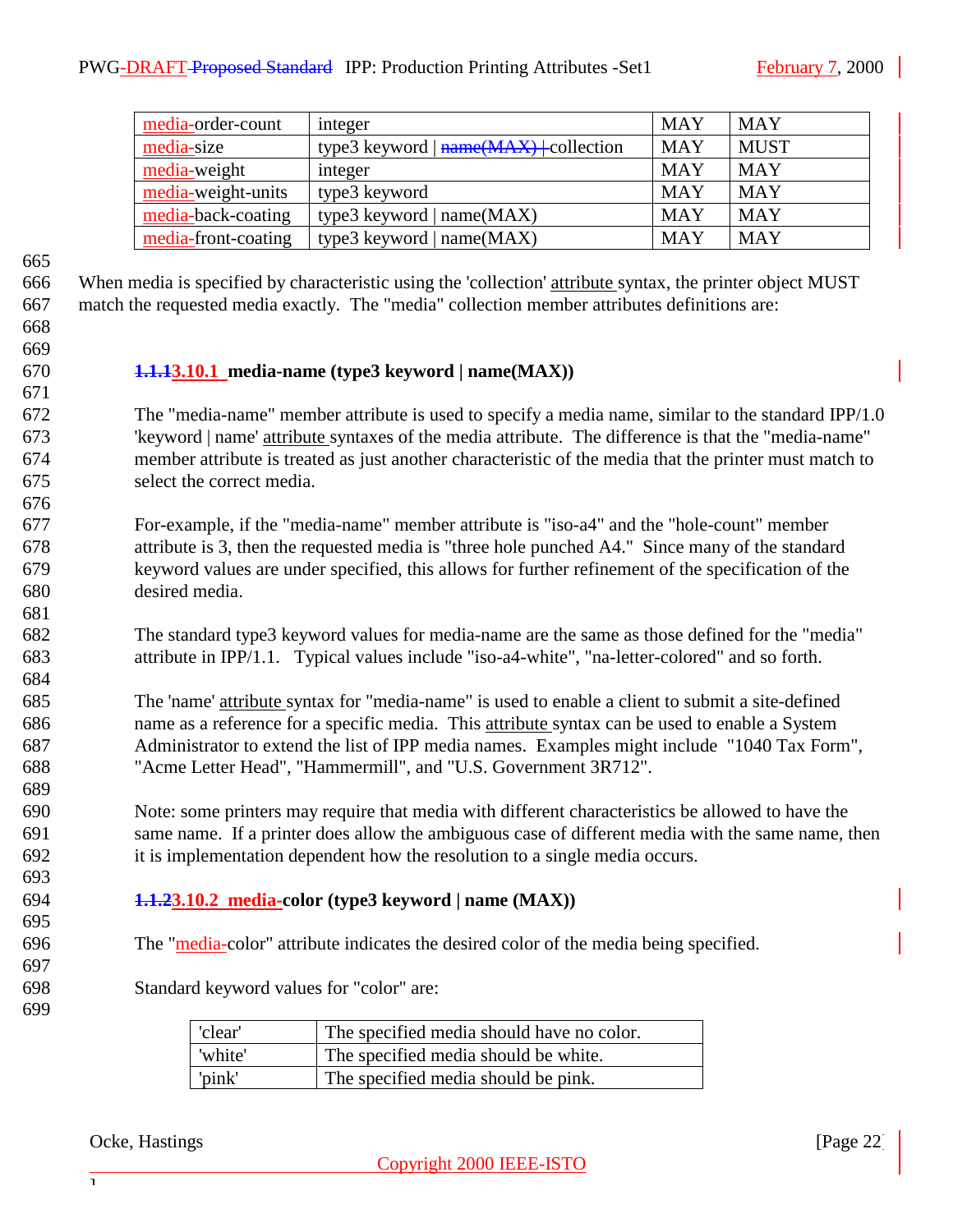| media-order-count | integer | MAY | MAY |
|---|---|---|---|
| media-size | type3 keyword \| collection | MAY | MUST |
| media-weight | integer | MAY | MAY |
| media-weight-units | type3 keyword | MAY | MAY |
| media-back-coating | type3 keyword \| name(MAX) | MAY | MAY |
| media-front-coating | type3 keyword \| name(MAX) | MAY | MAY |

When media is specified by characteristic using the 'collection' attribute syntax, the printer object MUST match the requested media exactly. The "media" collection member attributes definitions are:

### 3.10.1 media-name (type3 keyword | name(MAX))

The "media-name" member attribute is used to specify a media name, similar to the standard IPP/1.0 'keyword | name' attribute syntaxes of the media attribute. The difference is that the "media-name" member attribute is treated as just another characteristic of the media that the printer must match to select the correct media.

For-example, if the "media-name" member attribute is "iso-a4" and the "hole-count" member attribute is 3, then the requested media is "three hole punched A4." Since many of the standard keyword values are under specified, this allows for further refinement of the specification of the desired media.

The standard type3 keyword values for media-name are the same as those defined for the "media" attribute in IPP/1.1. Typical values include "iso-a4-white", "na-letter-colored" and so forth.

The 'name' attribute syntax for "media-name" is used to enable a client to submit a site-defined name as a reference for a specific media. This attribute syntax can be used to enable a System Administrator to extend the list of IPP media names. Examples might include "1040 Tax Form", "Acme Letter Head", "Hammermill", and "U.S. Government 3R712".

Note: some printers may require that media with different characteristics be allowed to have the same name. If a printer does allow the ambiguous case of different media with the same name, then it is implementation dependent how the resolution to a single media occurs.

### 3.10.2 media-color (type3 keyword | name (MAX))

The "media-color" attribute indicates the desired color of the media being specified.

Standard keyword values for "color" are:

| 'clear' | The specified media should have no color. |
|---|---|
| 'white' | The specified media should be white. |
| 'pink' | The specified media should be pink. |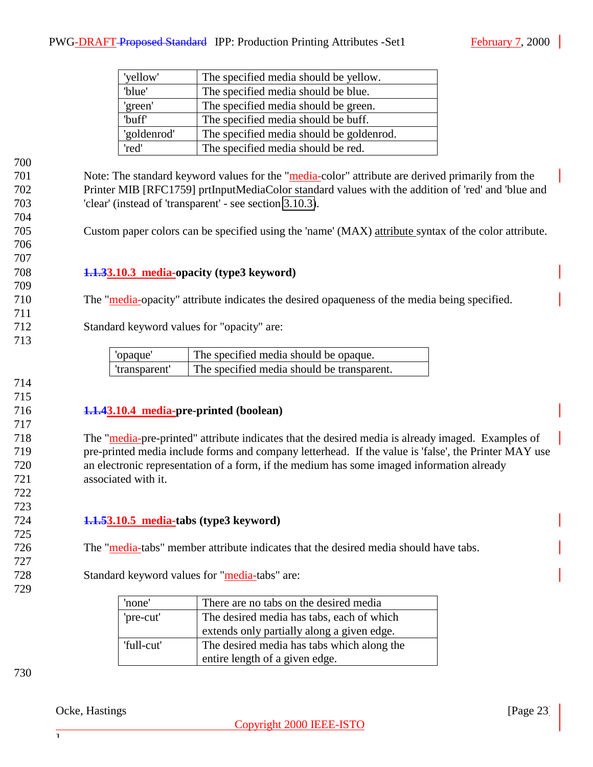| | |
|---|---|
| 'yellow' | The specified media should be yellow. |
| 'blue' | The specified media should be blue. |
| 'green' | The specified media should be green. |
| 'buff' | The specified media should be buff. |
| 'goldenrod' | The specified media should be goldenrod. |
| 'red' | The specified media should be red. |

Note: The standard keyword values for the "media-color" attribute are derived primarily from the Printer MIB [RFC1759] prtInputMediaColor standard values with the addition of 'red' and 'blue and 'clear' (instead of 'transparent' - see section 3.10.3).

Custom paper colors can be specified using the 'name' (MAX) attribute syntax of the color attribute.

### 3.10.3 media-opacity (type3 keyword)

The "media-opacity" attribute indicates the desired opaqueness of the media being specified.

Standard keyword values for "opacity" are:

| | |
|---|---|
| 'opaque' | The specified media should be opaque. |
| 'transparent' | The specified media should be transparent. |

### 3.10.4 media-pre-printed (boolean)

The "media-pre-printed" attribute indicates that the desired media is already imaged. Examples of pre-printed media include forms and company letterhead. If the value is 'false', the Printer MAY use an electronic representation of a form, if the medium has some imaged information already associated with it.

### 3.10.5 media-tabs (type3 keyword)

The "media-tabs" member attribute indicates that the desired media should have tabs.

Standard keyword values for "media-tabs" are:

| | |
|---|---|
| 'none' | There are no tabs on the desired media |
| 'pre-cut' | The desired media has tabs, each of which extends only partially along a given edge. |
| 'full-cut' | The desired media has tabs which along the entire length of a given edge. |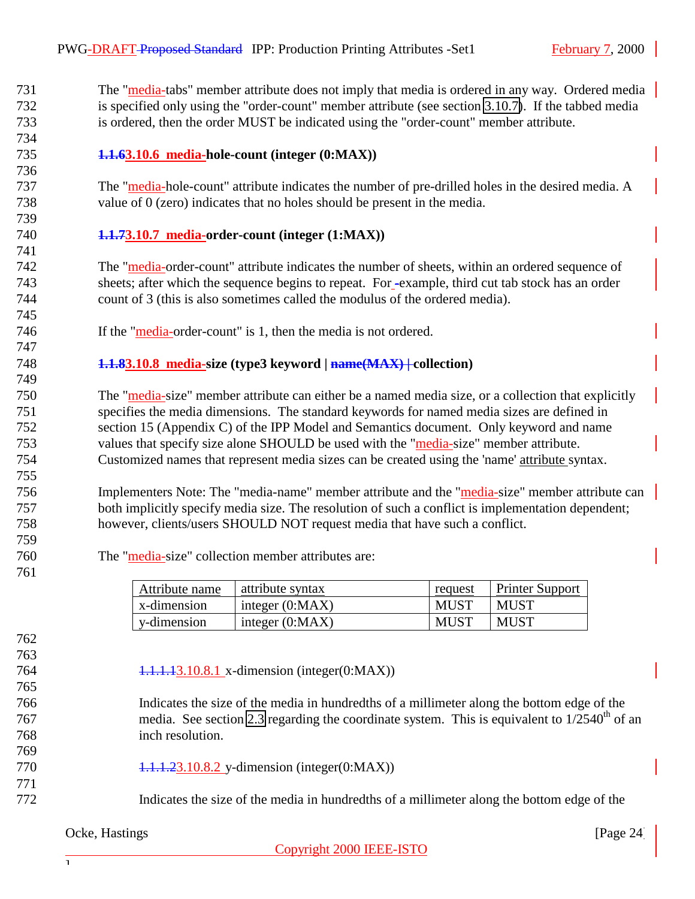The "media-tabs" member attribute does not imply that media is ordered in any way. Ordered media is specified only using the "order-count" member attribute (see section 3.10.7). If the tabbed media is ordered, then the order MUST be indicated using the "order-count" member attribute.

### 3.10.6 media-hole-count (integer (0:MAX))

The "media-hole-count" attribute indicates the number of pre-drilled holes in the desired media. A value of 0 (zero) indicates that no holes should be present in the media.

### 3.10.7 media-order-count (integer (1:MAX))

The "media-order-count" attribute indicates the number of sheets, within an ordered sequence of sheets; after which the sequence begins to repeat. For example, third cut tab stock has an order count of 3 (this is also sometimes called the modulus of the ordered media).

If the "media-order-count" is 1, then the media is not ordered.

### 3.10.8 media-size (type3 keyword | collection)

The "media-size" member attribute can either be a named media size, or a collection that explicitly specifies the media dimensions. The standard keywords for named media sizes are defined in section 15 (Appendix C) of the IPP Model and Semantics document. Only keyword and name values that specify size alone SHOULD be used with the "media-size" member attribute. Customized names that represent media sizes can be created using the 'name' attribute syntax.

Implementers Note: The "media-name" member attribute and the "media-size" member attribute can both implicitly specify media size. The resolution of such a conflict is implementation dependent; however, clients/users SHOULD NOT request media that have such a conflict.

The "media-size" collection member attributes are:

| Attribute name | attribute syntax | request | Printer Support |
|---|---|---|---|
| x-dimension | integer (0:MAX) | MUST | MUST |
| y-dimension | integer (0:MAX) | MUST | MUST |

#### 3.10.8.1 x-dimension (integer(0:MAX))

Indicates the size of the media in hundredths of a millimeter along the bottom edge of the media. See section 2.3 regarding the coordinate system. This is equivalent to 1/2540th of an inch resolution.

#### 3.10.8.2 y-dimension (integer(0:MAX))

Indicates the size of the media in hundredths of a millimeter along the bottom edge of the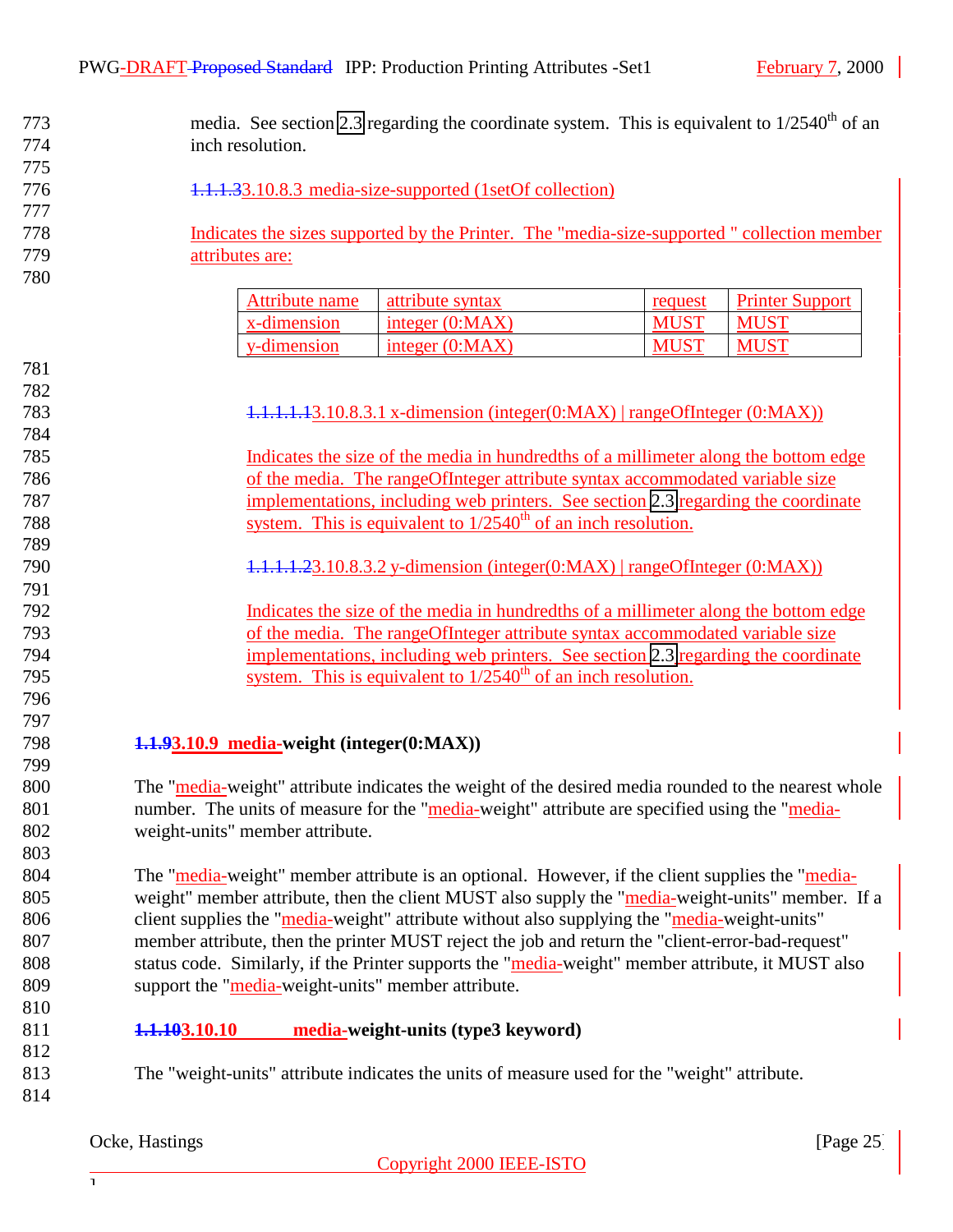media. See section 2.3 regarding the coordinate system. This is equivalent to 1/2540th of an inch resolution.

#### 3.10.8.3 media-size-supported (1setOf collection)

Indicates the sizes supported by the Printer. The "media-size-supported " collection member attributes are:

| Attribute name | attribute syntax | request | Printer Support |
|---|---|---|---|
| x-dimension | integer (0:MAX) | MUST | MUST |
| y-dimension | integer (0:MAX) | MUST | MUST |

##### 3.10.8.3.1 x-dimension (integer(0:MAX) \| rangeOfInteger (0:MAX))

Indicates the size of the media in hundredths of a millimeter along the bottom edge of the media. The rangeOfInteger attribute syntax accommodated variable size implementations, including web printers. See section 2.3 regarding the coordinate system. This is equivalent to 1/2540th of an inch resolution.

##### 3.10.8.3.2 y-dimension (integer(0:MAX) \| rangeOfInteger (0:MAX))

Indicates the size of the media in hundredths of a millimeter along the bottom edge of the media. The rangeOfInteger attribute syntax accommodated variable size implementations, including web printers. See section 2.3 regarding the coordinate system. This is equivalent to 1/2540th of an inch resolution.

### 3.10.9 media-weight (integer(0:MAX))

The "media-weight" attribute indicates the weight of the desired media rounded to the nearest whole number. The units of measure for the "media-weight" attribute are specified using the "media-weight-units" member attribute.

The "media-weight" member attribute is an optional. However, if the client supplies the "media-weight" member attribute, then the client MUST also supply the "media-weight-units" member. If a client supplies the "media-weight" attribute without also supplying the "media-weight-units" member attribute, then the printer MUST reject the job and return the "client-error-bad-request" status code. Similarly, if the Printer supports the "media-weight" member attribute, it MUST also support the "media-weight-units" member attribute.

### 3.10.10 media-weight-units (type3 keyword)

The "weight-units" attribute indicates the units of measure used for the "weight" attribute.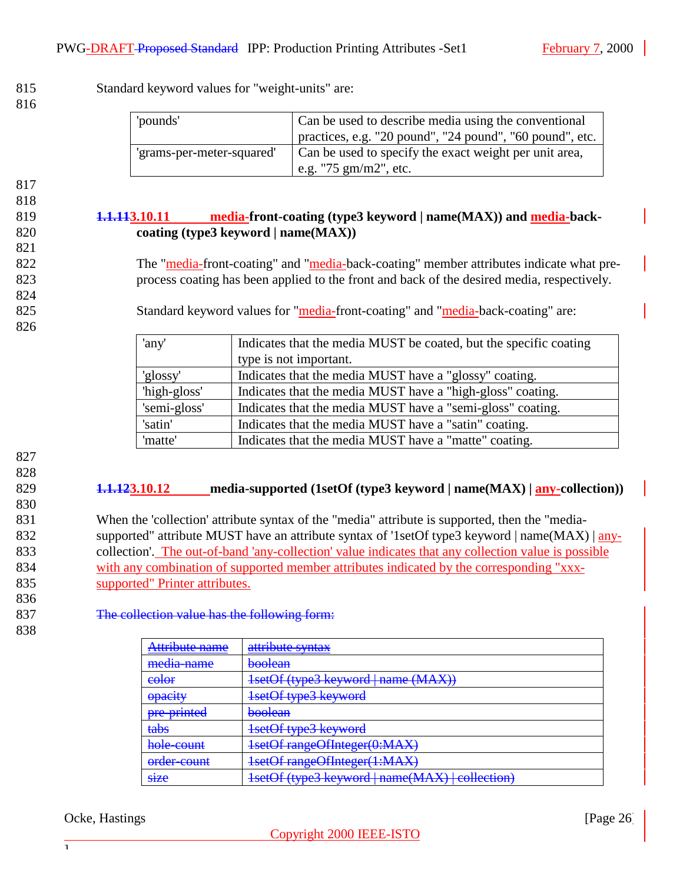Standard keyword values for "weight-units" are:

| 'pounds' | Can be used to describe media using the conventional practices, e.g. "20 pound", "24 pound", "60 pound", etc. |
|---|---|
| 'grams-per-meter-squared' | Can be used to specify the exact weight per unit area, e.g. "75 gm/m2", etc. |

### ~~1.1.11~~3.10.11 media-front-coating (type3 keyword | name(MAX)) and media-back-coating (type3 keyword | name(MAX))

The "media-front-coating" and "media-back-coating" member attributes indicate what pre-process coating has been applied to the front and back of the desired media, respectively.

Standard keyword values for "media-front-coating" and "media-back-coating" are:

| 'any' | Indicates that the media MUST be coated, but the specific coating type is not important. |
|---|---|
| 'glossy' | Indicates that the media MUST have a "glossy" coating. |
| 'high-gloss' | Indicates that the media MUST have a "high-gloss" coating. |
| 'semi-gloss' | Indicates that the media MUST have a "semi-gloss" coating. |
| 'satin' | Indicates that the media MUST have a "satin" coating. |
| 'matte' | Indicates that the media MUST have a "matte" coating. |

### ~~1.1.12~~3.10.12 media-supported (1setOf (type3 keyword | name(MAX) | any-collection))

When the 'collection' attribute syntax of the "media" attribute is supported, then the "media-supported" attribute MUST have an attribute syntax of '1setOf type3 keyword | name(MAX) | any-collection'. The out-of-band 'any-collection' value indicates that any collection value is possible with any combination of supported member attributes indicated by the corresponding "xxx-supported" Printer attributes.

~~The collection value has the following form:~~

| ~~Attribute name~~ | ~~attribute syntax~~ |
|---|---|
| ~~media-name~~ | ~~boolean~~ |
| ~~color~~ | ~~1setOf (type3 keyword \| name (MAX))~~ |
| ~~opacity~~ | ~~1setOf type3 keyword~~ |
| ~~pre-printed~~ | ~~boolean~~ |
| ~~tabs~~ | ~~1setOf type3 keyword~~ |
| ~~hole-count~~ | ~~1setOf rangeOfInteger(0:MAX)~~ |
| ~~order-count~~ | ~~1setOf rangeOfInteger(1:MAX)~~ |
| ~~size~~ | ~~1setOf (type3 keyword \| name(MAX) \| collection)~~ |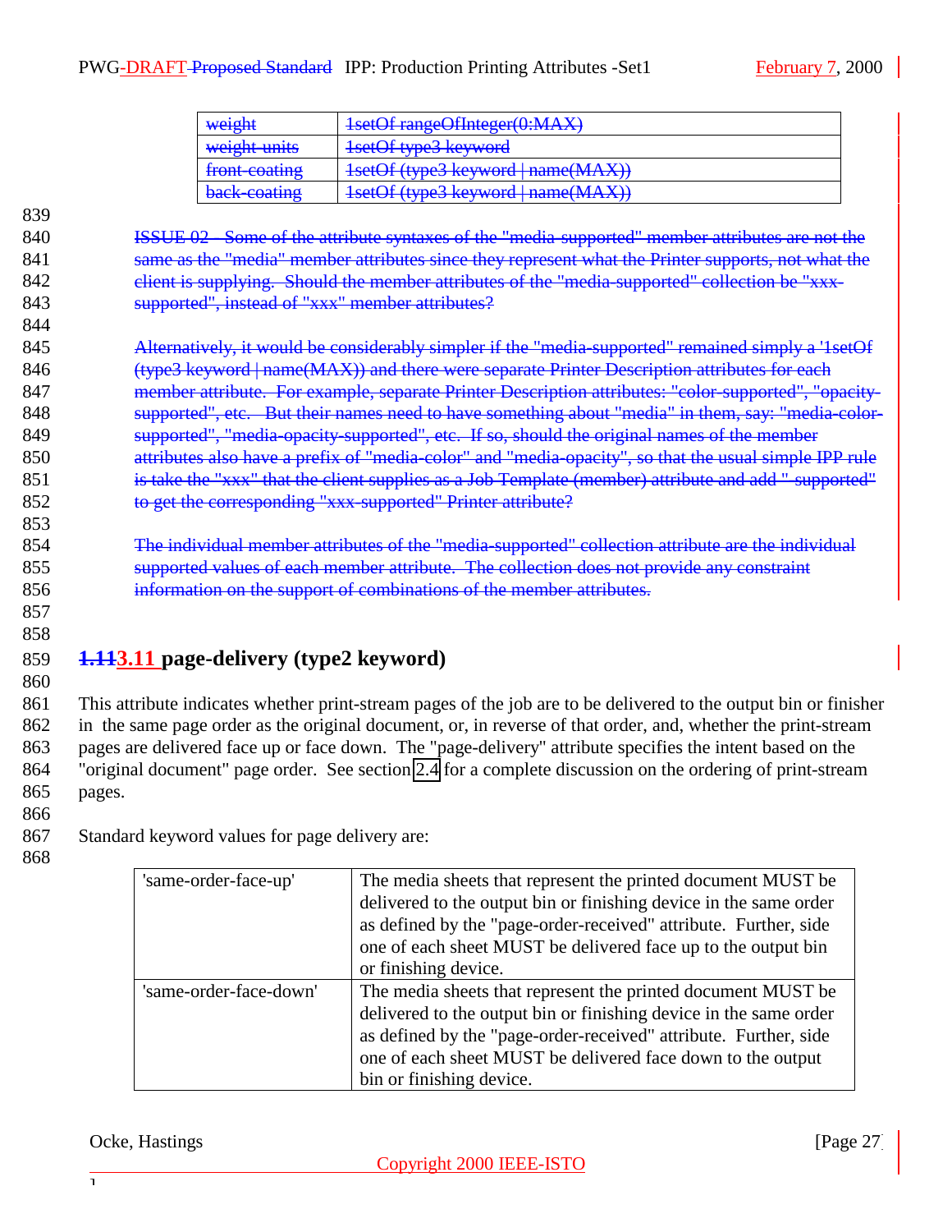| weight | 1setOf rangeOfInteger(0:MAX) |
|---|---|
| weight-units | 1setOf type3 keyword |
| front-coating | 1setOf (type3 keyword \| name(MAX)) |
| back-coating | 1setOf (type3 keyword \| name(MAX)) |

ISSUE 02 - Some of the attribute syntaxes of the "media-supported" member attributes are not the same as the "media" member attributes since they represent what the Printer supports, not what the client is supplying. Should the member attributes of the "media-supported" collection be "xxx-supported", instead of "xxx" member attributes?

Alternatively, it would be considerably simpler if the "media-supported" remained simply a '1setOf (type3 keyword | name(MAX)) and there were separate Printer Description attributes for each member attribute. For example, separate Printer Description attributes: "color-supported", "opacity-supported", etc. But their names need to have something about "media" in them, say: "media-color-supported", "media-opacity-supported", etc. If so, should the original names of the member attributes also have a prefix of "media-color" and "media-opacity", so that the usual simple IPP rule is take the "xxx" that the client supplies as a Job Template (member) attribute and add "-supported" to get the corresponding "xxx-supported" Printer attribute?

The individual member attributes of the "media-supported" collection attribute are the individual supported values of each member attribute. The collection does not provide any constraint information on the support of combinations of the member attributes.

## 1.113.11 page-delivery (type2 keyword)

This attribute indicates whether print-stream pages of the job are to be delivered to the output bin or finisher in the same page order as the original document, or, in reverse of that order, and, whether the print-stream pages are delivered face up or face down. The "page-delivery" attribute specifies the intent based on the "original document" page order. See section 2.4 for a complete discussion on the ordering of print-stream pages.

Standard keyword values for page delivery are:

| | |
|---|---|
| 'same-order-face-up' | The media sheets that represent the printed document MUST be delivered to the output bin or finishing device in the same order as defined by the "page-order-received" attribute. Further, side one of each sheet MUST be delivered face up to the output bin or finishing device. |
| 'same-order-face-down' | The media sheets that represent the printed document MUST be delivered to the output bin or finishing device in the same order as defined by the "page-order-received" attribute. Further, side one of each sheet MUST be delivered face down to the output bin or finishing device. |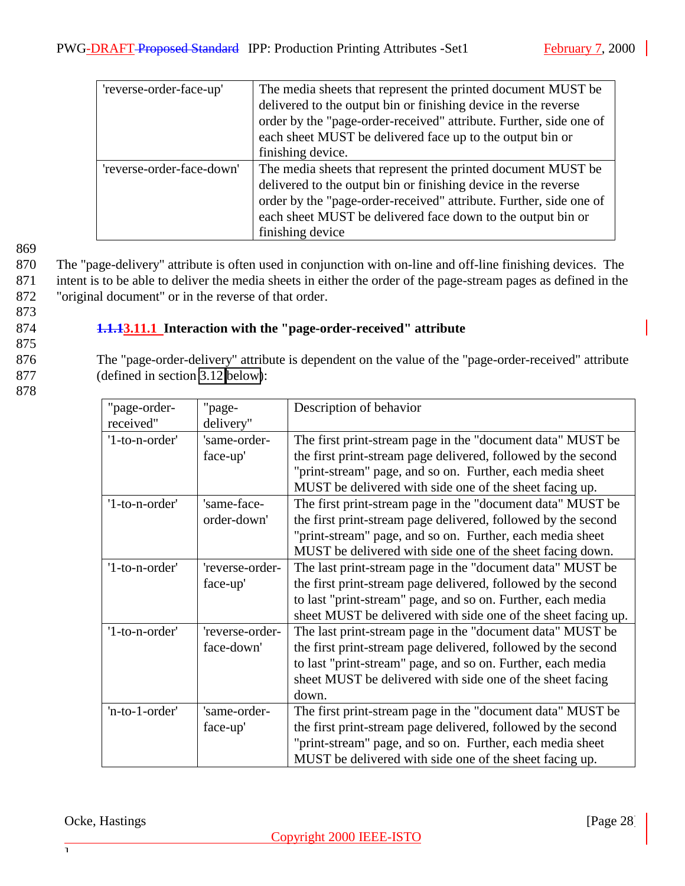| | |
|---|---|
| 'reverse-order-face-up' | The media sheets that represent the printed document MUST be delivered to the output bin or finishing device in the reverse order by the "page-order-received" attribute. Further, side one of each sheet MUST be delivered face up to the output bin or finishing device. |
| 'reverse-order-face-down' | The media sheets that represent the printed document MUST be delivered to the output bin or finishing device in the reverse order by the "page-order-received" attribute. Further, side one of each sheet MUST be delivered face down to the output bin or finishing device |

The "page-delivery" attribute is often used in conjunction with on-line and off-line finishing devices. The intent is to be able to deliver the media sheets in either the order of the page-stream pages as defined in the "original document" or in the reverse of that order.

### 3.11.1 Interaction with the "page-order-received" attribute

The "page-order-delivery" attribute is dependent on the value of the "page-order-received" attribute (defined in section 3.12 below):

| "page-order-received" | "page-delivery" | Description of behavior |
|---|---|---|
| '1-to-n-order' | 'same-order-face-up' | The first print-stream page in the "document data" MUST be the first print-stream page delivered, followed by the second "print-stream" page, and so on. Further, each media sheet MUST be delivered with side one of the sheet facing up. |
| '1-to-n-order' | 'same-face-order-down' | The first print-stream page in the "document data" MUST be the first print-stream page delivered, followed by the second "print-stream" page, and so on. Further, each media sheet MUST be delivered with side one of the sheet facing down. |
| '1-to-n-order' | 'reverse-order-face-up' | The last print-stream page in the "document data" MUST be the first print-stream page delivered, followed by the second to last "print-stream" page, and so on. Further, each media sheet MUST be delivered with side one of the sheet facing up. |
| '1-to-n-order' | 'reverse-order-face-down' | The last print-stream page in the "document data" MUST be the first print-stream page delivered, followed by the second to last "print-stream" page, and so on. Further, each media sheet MUST be delivered with side one of the sheet facing down. |
| 'n-to-1-order' | 'same-order-face-up' | The first print-stream page in the "document data" MUST be the first print-stream page delivered, followed by the second "print-stream" page, and so on. Further, each media sheet MUST be delivered with side one of the sheet facing up. |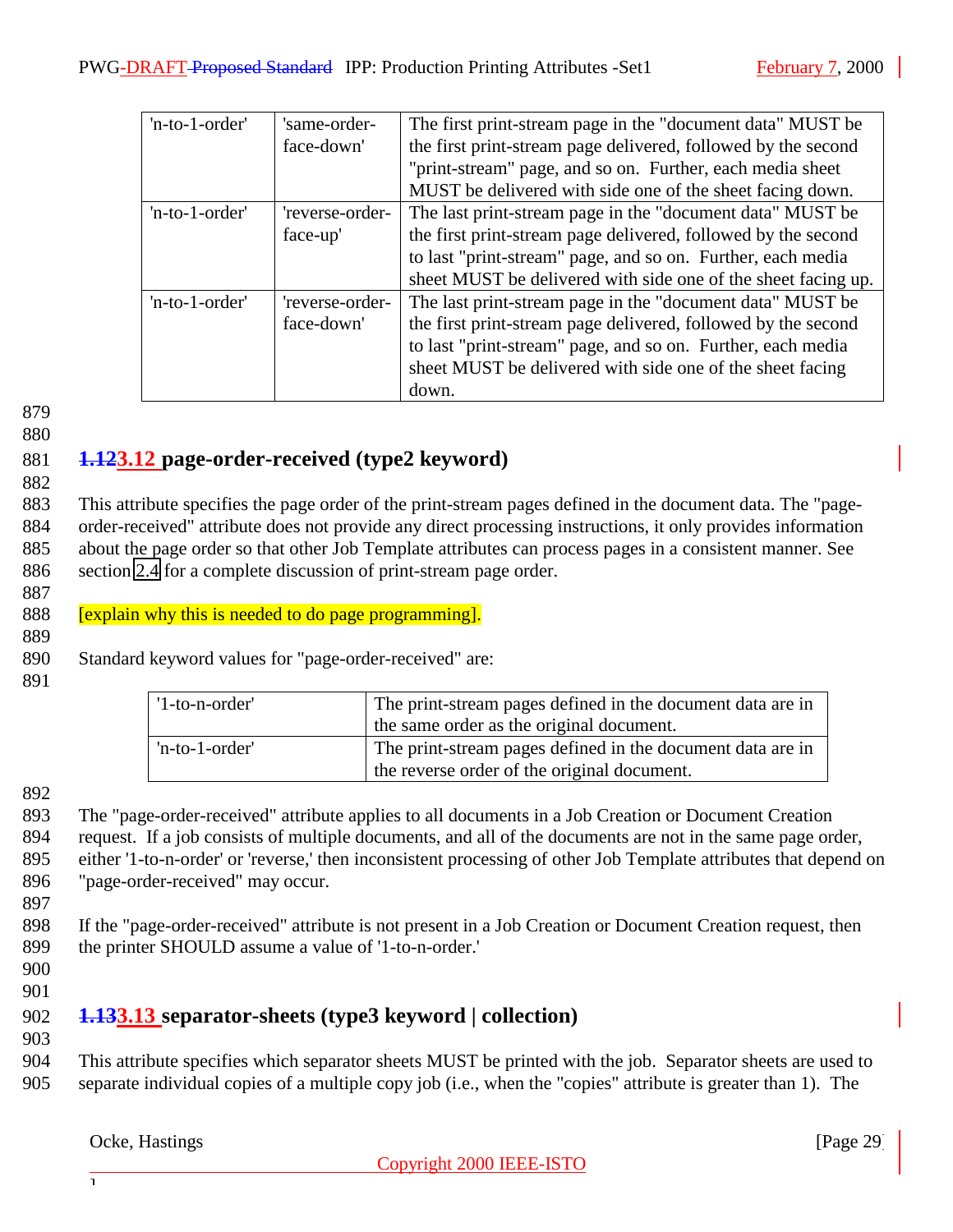| | | |
|---|---|---|
| 'n-to-1-order' | 'same-order-face-down' | The first print-stream page in the "document data" MUST be the first print-stream page delivered, followed by the second "print-stream" page, and so on. Further, each media sheet MUST be delivered with side one of the sheet facing down. |
| 'n-to-1-order' | 'reverse-order-face-up' | The last print-stream page in the "document data" MUST be the first print-stream page delivered, followed by the second to last "print-stream" page, and so on. Further, each media sheet MUST be delivered with side one of the sheet facing up. |
| 'n-to-1-order' | 'reverse-order-face-down' | The last print-stream page in the "document data" MUST be the first print-stream page delivered, followed by the second to last "print-stream" page, and so on. Further, each media sheet MUST be delivered with side one of the sheet facing down. |

## ~~1.12~~3.12 page-order-received (type2 keyword)

This attribute specifies the page order of the print-stream pages defined in the document data. The "page-order-received" attribute does not provide any direct processing instructions, it only provides information about the page order so that other Job Template attributes can process pages in a consistent manner. See section 2.4 for a complete discussion of print-stream page order.

[explain why this is needed to do page programming].

Standard keyword values for "page-order-received" are:

| | |
|---|---|
| '1-to-n-order' | The print-stream pages defined in the document data are in the same order as the original document. |
| 'n-to-1-order' | The print-stream pages defined in the document data are in the reverse order of the original document. |

The "page-order-received" attribute applies to all documents in a Job Creation or Document Creation request. If a job consists of multiple documents, and all of the documents are not in the same page order, either '1-to-n-order' or 'reverse,' then inconsistent processing of other Job Template attributes that depend on "page-order-received" may occur.

If the "page-order-received" attribute is not present in a Job Creation or Document Creation request, then the printer SHOULD assume a value of '1-to-n-order.'

## ~~1.13~~3.13 separator-sheets (type3 keyword | collection)

This attribute specifies which separator sheets MUST be printed with the job. Separator sheets are used to separate individual copies of a multiple copy job (i.e., when the "copies" attribute is greater than 1). The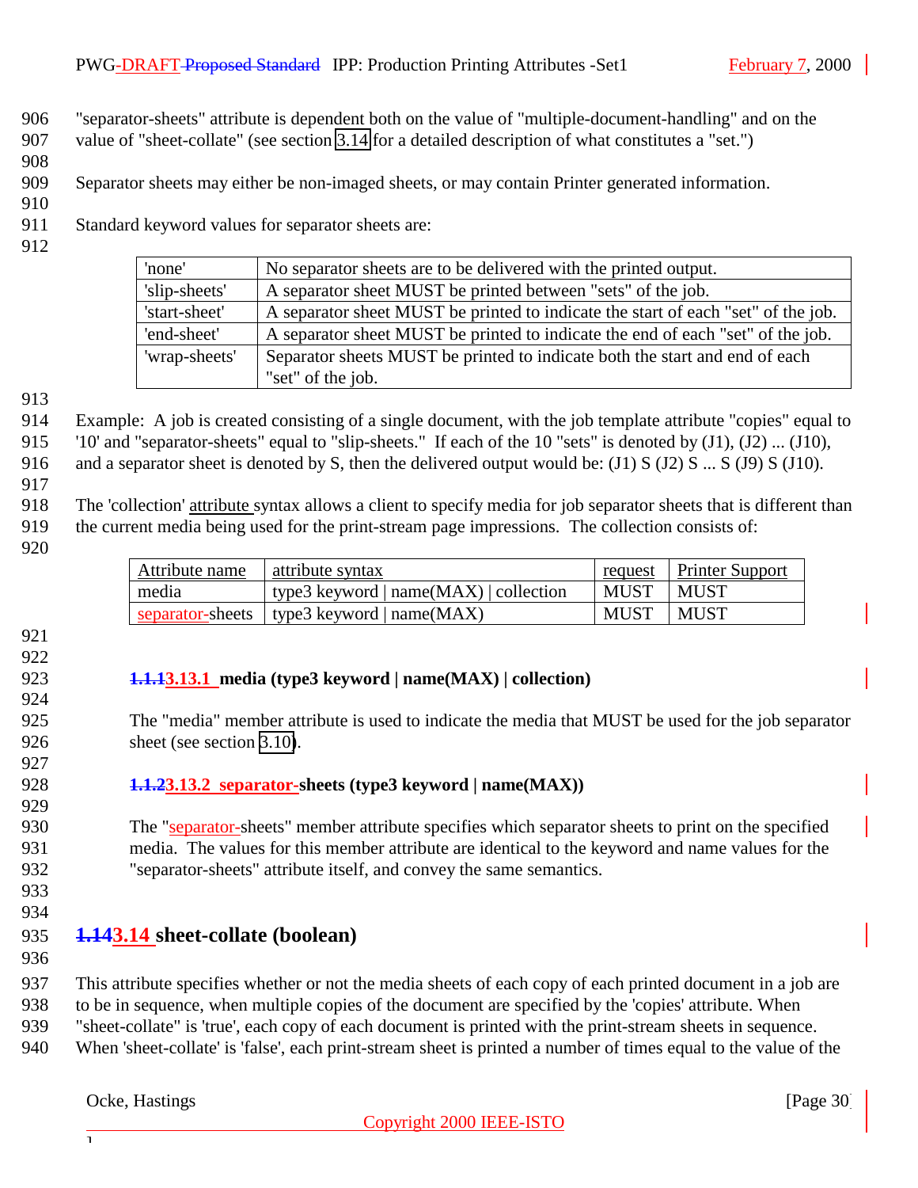"separator-sheets" attribute is dependent both on the value of "multiple-document-handling" and on the value of "sheet-collate" (see section 3.14 for a detailed description of what constitutes a "set.")

Separator sheets may either be non-imaged sheets, or may contain Printer generated information.

Standard keyword values for separator sheets are:

| | |
|---|---|
| 'none' | No separator sheets are to be delivered with the printed output. |
| 'slip-sheets' | A separator sheet MUST be printed between "sets" of the job. |
| 'start-sheet' | A separator sheet MUST be printed to indicate the start of each "set" of the job. |
| 'end-sheet' | A separator sheet MUST be printed to indicate the end of each "set" of the job. |
| 'wrap-sheets' | Separator sheets MUST be printed to indicate both the start and end of each "set" of the job. |

Example: A job is created consisting of a single document, with the job template attribute "copies" equal to '10' and "separator-sheets" equal to "slip-sheets." If each of the 10 "sets" is denoted by (J1), (J2) ... (J10), and a separator sheet is denoted by S, then the delivered output would be: (J1) S (J2) S ... S (J9) S (J10).

The 'collection' attribute syntax allows a client to specify media for job separator sheets that is different than the current media being used for the print-stream page impressions. The collection consists of:

| Attribute name | attribute syntax | request | Printer Support |
|---|---|---|---|
| media | type3 keyword \| name(MAX) \| collection | MUST | MUST |
| separator-sheets | type3 keyword \| name(MAX) | MUST | MUST |

#### 3.13.1 media (type3 keyword | name(MAX) | collection)

The "media" member attribute is used to indicate the media that MUST be used for the job separator sheet (see section 3.10).

#### 3.13.2 separator-sheets (type3 keyword | name(MAX))

The "separator-sheets" member attribute specifies which separator sheets to print on the specified media. The values for this member attribute are identical to the keyword and name values for the "separator-sheets" attribute itself, and convey the same semantics.

### 3.14 sheet-collate (boolean)

This attribute specifies whether or not the media sheets of each copy of each printed document in a job are to be in sequence, when multiple copies of the document are specified by the 'copies' attribute. When "sheet-collate" is 'true', each copy of each document is printed with the print-stream sheets in sequence. When 'sheet-collate' is 'false', each print-stream sheet is printed a number of times equal to the value of the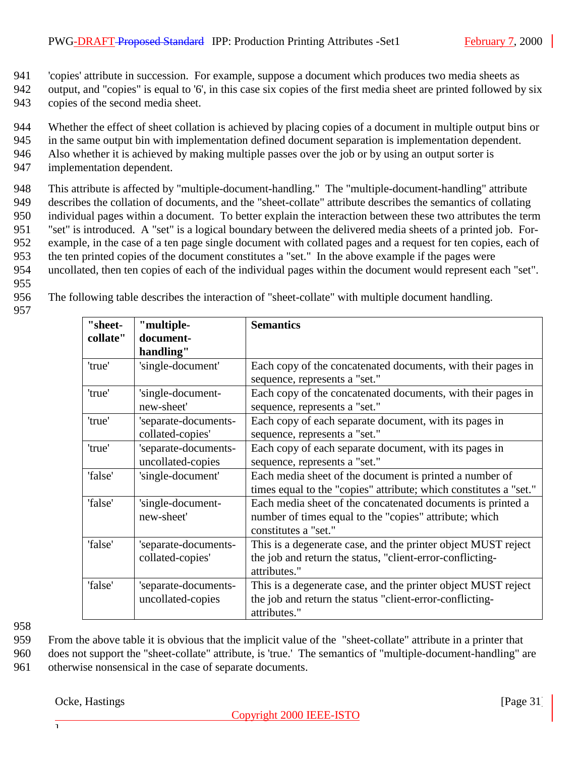'copies' attribute in succession. For example, suppose a document which produces two media sheets as output, and "copies" is equal to '6', in this case six copies of the first media sheet are printed followed by six copies of the second media sheet.

Whether the effect of sheet collation is achieved by placing copies of a document in multiple output bins or in the same output bin with implementation defined document separation is implementation dependent. Also whether it is achieved by making multiple passes over the job or by using an output sorter is implementation dependent.

This attribute is affected by "multiple-document-handling." The "multiple-document-handling" attribute describes the collation of documents, and the "sheet-collate" attribute describes the semantics of collating individual pages within a document. To better explain the interaction between these two attributes the term "set" is introduced. A "set" is a logical boundary between the delivered media sheets of a printed job. For-example, in the case of a ten page single document with collated pages and a request for ten copies, each of the ten printed copies of the document constitutes a "set." In the above example if the pages were uncollated, then ten copies of each of the individual pages within the document would represent each "set".

The following table describes the interaction of "sheet-collate" with multiple document handling.

| **"sheet-collate"** | **"multiple-document-handling"** | **Semantics** |
|---|---|---|
| 'true' | 'single-document' | Each copy of the concatenated documents, with their pages in sequence, represents a "set." |
| 'true' | 'single-document-new-sheet' | Each copy of the concatenated documents, with their pages in sequence, represents a "set." |
| 'true' | 'separate-documents-collated-copies' | Each copy of each separate document, with its pages in sequence, represents a "set." |
| 'true' | 'separate-documents-uncollated-copies | Each copy of each separate document, with its pages in sequence, represents a "set." |
| 'false' | 'single-document' | Each media sheet of the document is printed a number of times equal to the "copies" attribute; which constitutes a "set." |
| 'false' | 'single-document-new-sheet' | Each media sheet of the concatenated documents is printed a number of times equal to the "copies" attribute; which constitutes a "set." |
| 'false' | 'separate-documents-collated-copies' | This is a degenerate case, and the printer object MUST reject the job and return the status, "client-error-conflicting-attributes." |
| 'false' | 'separate-documents-uncollated-copies | This is a degenerate case, and the printer object MUST reject the job and return the status "client-error-conflicting-attributes." |

From the above table it is obvious that the implicit value of the "sheet-collate" attribute in a printer that does not support the "sheet-collate" attribute, is 'true.' The semantics of "multiple-document-handling" are otherwise nonsensical in the case of separate documents.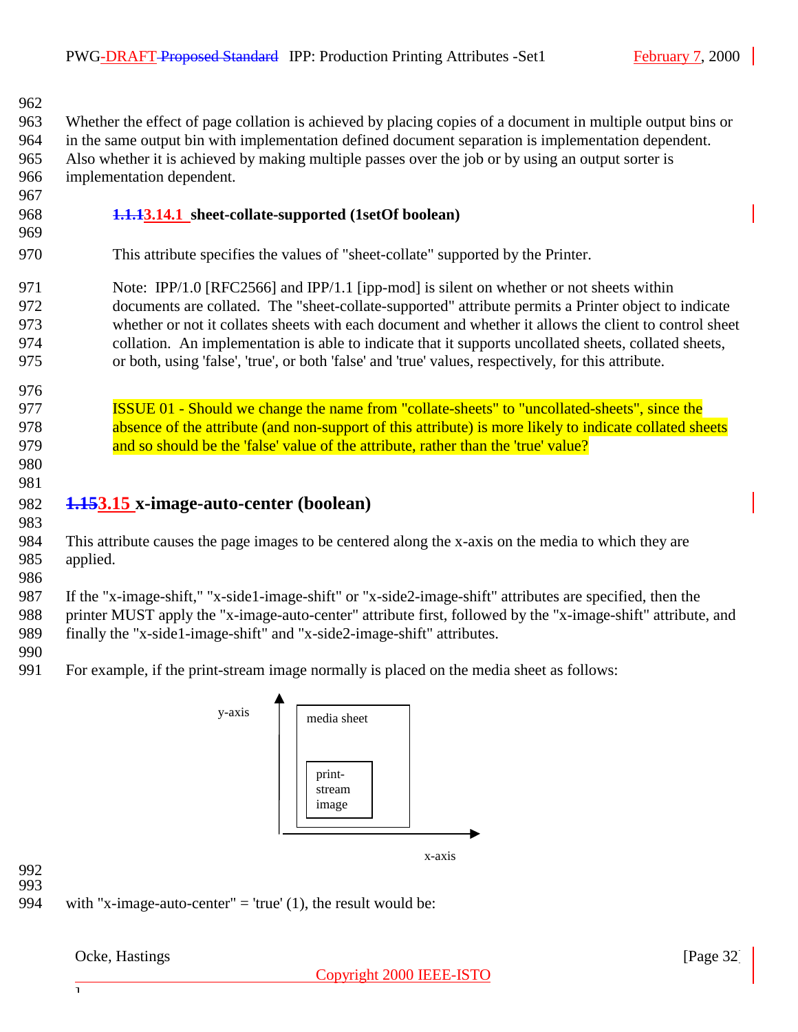Whether the effect of page collation is achieved by placing copies of a document in multiple output bins or in the same output bin with implementation defined document separation is implementation dependent. Also whether it is achieved by making multiple passes over the job or by using an output sorter is implementation dependent.

#### 3.14.1 sheet-collate-supported (1setOf boolean)

This attribute specifies the values of "sheet-collate" supported by the Printer.

Note: IPP/1.0 [RFC2566] and IPP/1.1 [ipp-mod] is silent on whether or not sheets within documents are collated. The "sheet-collate-supported" attribute permits a Printer object to indicate whether or not it collates sheets with each document and whether it allows the client to control sheet collation. An implementation is able to indicate that it supports uncollated sheets, collated sheets, or both, using 'false', 'true', or both 'false' and 'true' values, respectively, for this attribute.

ISSUE 01 - Should we change the name from "collate-sheets" to "uncollated-sheets", since the absence of the attribute (and non-support of this attribute) is more likely to indicate collated sheets and so should be the 'false' value of the attribute, rather than the 'true' value?

## 3.15 x-image-auto-center (boolean)

This attribute causes the page images to be centered along the x-axis on the media to which they are applied.

If the "x-image-shift," "x-side1-image-shift" or "x-side2-image-shift" attributes are specified, then the printer MUST apply the "x-image-auto-center" attribute first, followed by the "x-image-shift" attribute, and finally the "x-side1-image-shift" and "x-side2-image-shift" attributes.

For example, if the print-stream image normally is placed on the media sheet as follows:

y-axis | media sheet | print-stream image | x-axis

with "x-image-auto-center" = 'true' (1), the result would be: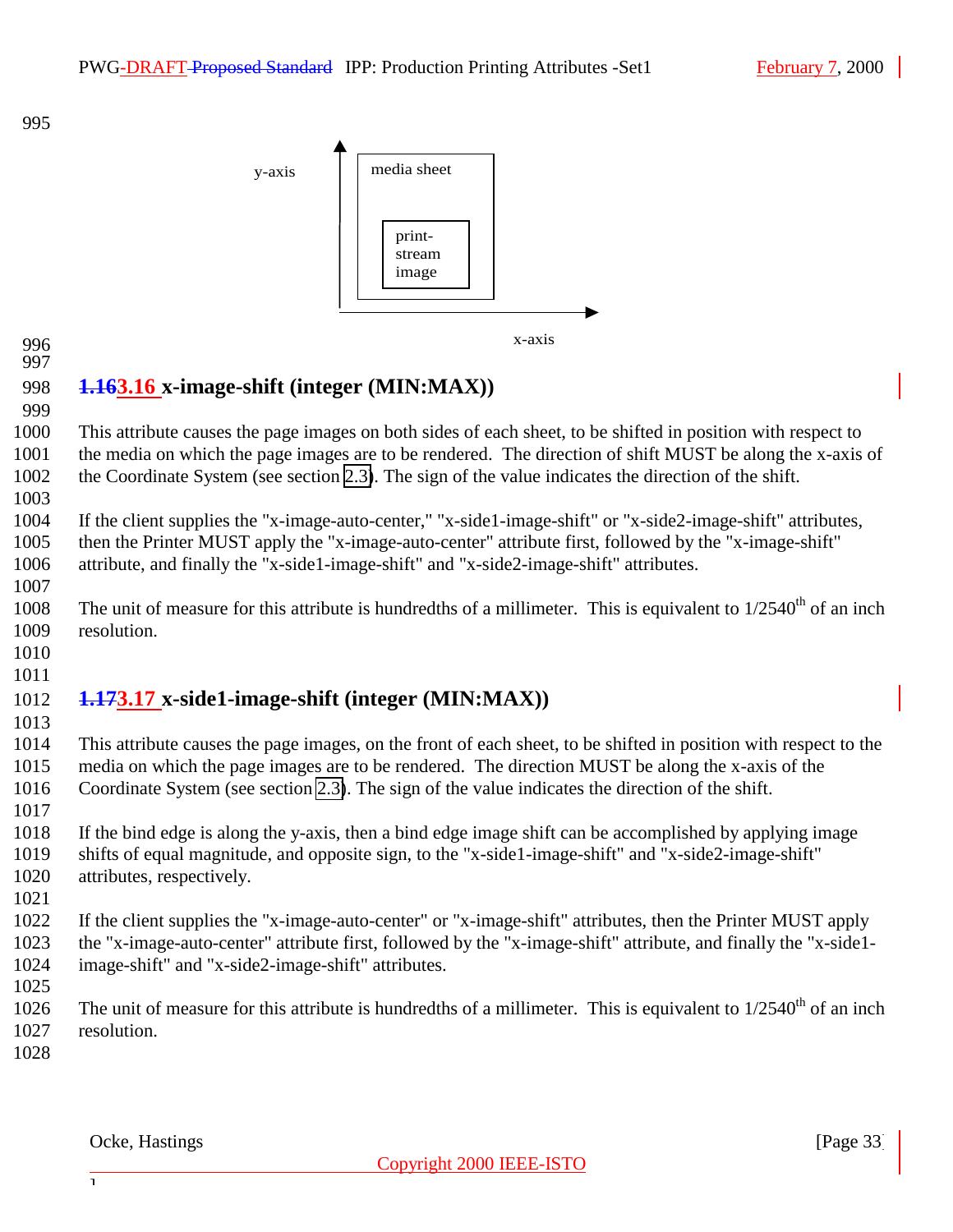y-axis | media sheet | print-stream image | x-axis

## 3.16 x-image-shift (integer (MIN:MAX))

This attribute causes the page images on both sides of each sheet, to be shifted in position with respect to the media on which the page images are to be rendered. The direction of shift MUST be along the x-axis of the Coordinate System (see section 2.3). The sign of the value indicates the direction of the shift.

If the client supplies the "x-image-auto-center," "x-side1-image-shift" or "x-side2-image-shift" attributes, then the Printer MUST apply the "x-image-auto-center" attribute first, followed by the "x-image-shift" attribute, and finally the "x-side1-image-shift" and "x-side2-image-shift" attributes.

The unit of measure for this attribute is hundredths of a millimeter. This is equivalent to 1/2540th of an inch resolution.

## 3.17 x-side1-image-shift (integer (MIN:MAX))

This attribute causes the page images, on the front of each sheet, to be shifted in position with respect to the media on which the page images are to be rendered. The direction MUST be along the x-axis of the Coordinate System (see section 2.3). The sign of the value indicates the direction of the shift.

If the bind edge is along the y-axis, then a bind edge image shift can be accomplished by applying image shifts of equal magnitude, and opposite sign, to the "x-side1-image-shift" and "x-side2-image-shift" attributes, respectively.

If the client supplies the "x-image-auto-center" or "x-image-shift" attributes, then the Printer MUST apply the "x-image-auto-center" attribute first, followed by the "x-image-shift" attribute, and finally the "x-side1-image-shift" and "x-side2-image-shift" attributes.

The unit of measure for this attribute is hundredths of a millimeter. This is equivalent to 1/2540th of an inch resolution.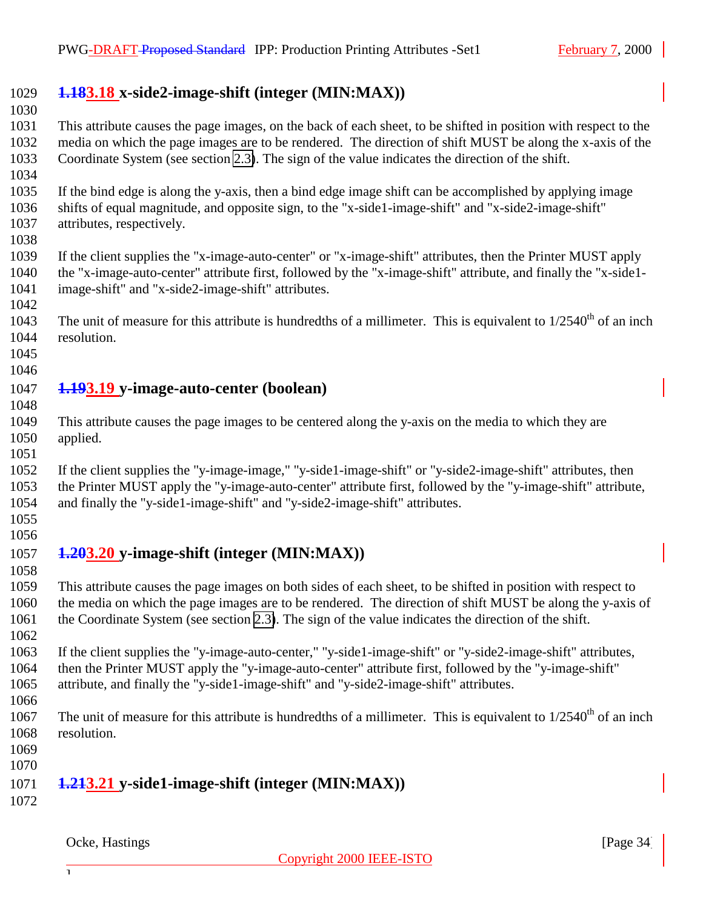### 3.18 x-side2-image-shift (integer (MIN:MAX))

This attribute causes the page images, on the back of each sheet, to be shifted in position with respect to the media on which the page images are to be rendered. The direction of shift MUST be along the x-axis of the Coordinate System (see section 2.3). The sign of the value indicates the direction of the shift.

If the bind edge is along the y-axis, then a bind edge image shift can be accomplished by applying image shifts of equal magnitude, and opposite sign, to the "x-side1-image-shift" and "x-side2-image-shift" attributes, respectively.

If the client supplies the "x-image-auto-center" or "x-image-shift" attributes, then the Printer MUST apply the "x-image-auto-center" attribute first, followed by the "x-image-shift" attribute, and finally the "x-side1-image-shift" and "x-side2-image-shift" attributes.

The unit of measure for this attribute is hundredths of a millimeter. This is equivalent to 1/2540th of an inch resolution.

### 3.19 y-image-auto-center (boolean)

This attribute causes the page images to be centered along the y-axis on the media to which they are applied.

If the client supplies the "y-image-image," "y-side1-image-shift" or "y-side2-image-shift" attributes, then the Printer MUST apply the "y-image-auto-center" attribute first, followed by the "y-image-shift" attribute, and finally the "y-side1-image-shift" and "y-side2-image-shift" attributes.

### 3.20 y-image-shift (integer (MIN:MAX))

This attribute causes the page images on both sides of each sheet, to be shifted in position with respect to the media on which the page images are to be rendered. The direction of shift MUST be along the y-axis of the Coordinate System (see section 2.3). The sign of the value indicates the direction of the shift.

If the client supplies the "y-image-auto-center," "y-side1-image-shift" or "y-side2-image-shift" attributes, then the Printer MUST apply the "y-image-auto-center" attribute first, followed by the "y-image-shift" attribute, and finally the "y-side1-image-shift" and "y-side2-image-shift" attributes.

The unit of measure for this attribute is hundredths of a millimeter. This is equivalent to 1/2540th of an inch resolution.

### 3.21 y-side1-image-shift (integer (MIN:MAX))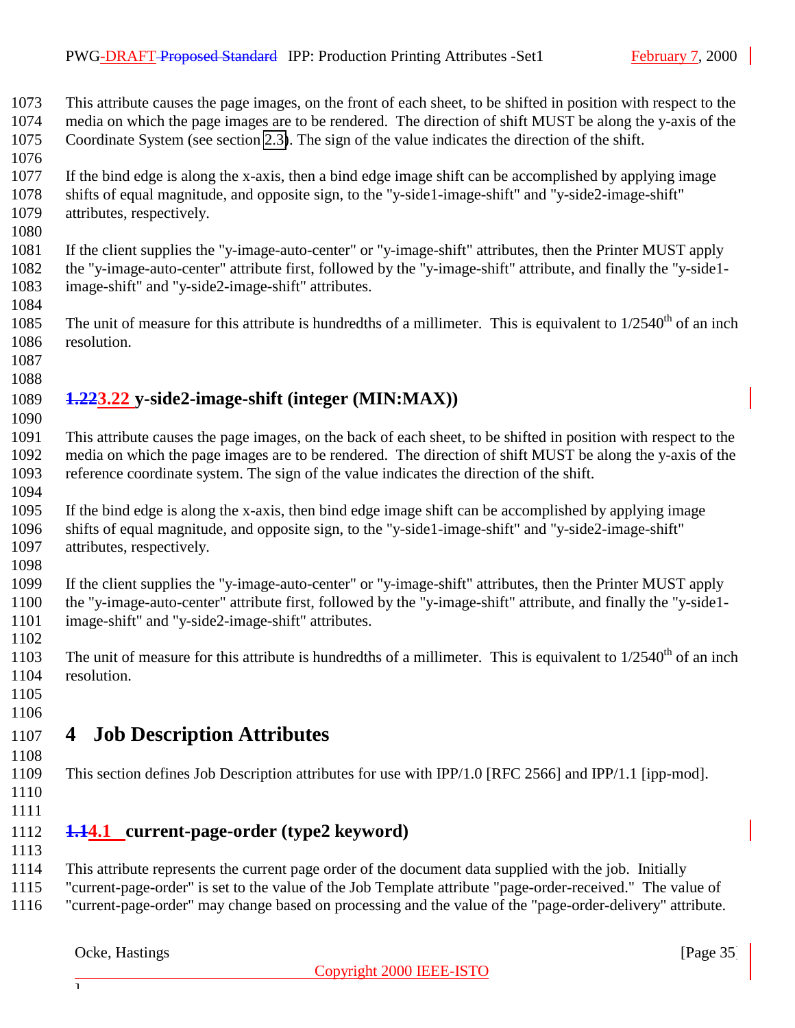This attribute causes the page images, on the front of each sheet, to be shifted in position with respect to the media on which the page images are to be rendered. The direction of shift MUST be along the y-axis of the Coordinate System (see section 2.3). The sign of the value indicates the direction of the shift.

If the bind edge is along the x-axis, then a bind edge image shift can be accomplished by applying image shifts of equal magnitude, and opposite sign, to the "y-side1-image-shift" and "y-side2-image-shift" attributes, respectively.

If the client supplies the "y-image-auto-center" or "y-image-shift" attributes, then the Printer MUST apply the "y-image-auto-center" attribute first, followed by the "y-image-shift" attribute, and finally the "y-side1-image-shift" and "y-side2-image-shift" attributes.

The unit of measure for this attribute is hundredths of a millimeter. This is equivalent to 1/2540th of an inch resolution.

### 3.22 y-side2-image-shift (integer (MIN:MAX))

This attribute causes the page images, on the back of each sheet, to be shifted in position with respect to the media on which the page images are to be rendered. The direction of shift MUST be along the y-axis of the reference coordinate system. The sign of the value indicates the direction of the shift.

If the bind edge is along the x-axis, then bind edge image shift can be accomplished by applying image shifts of equal magnitude, and opposite sign, to the "y-side1-image-shift" and "y-side2-image-shift" attributes, respectively.

If the client supplies the "y-image-auto-center" or "y-image-shift" attributes, then the Printer MUST apply the "y-image-auto-center" attribute first, followed by the "y-image-shift" attribute, and finally the "y-side1-image-shift" and "y-side2-image-shift" attributes.

The unit of measure for this attribute is hundredths of a millimeter. This is equivalent to 1/2540th of an inch resolution.

## 4 Job Description Attributes

This section defines Job Description attributes for use with IPP/1.0 [RFC 2566] and IPP/1.1 [ipp-mod].

### 4.1 current-page-order (type2 keyword)

This attribute represents the current page order of the document data supplied with the job. Initially "current-page-order" is set to the value of the Job Template attribute "page-order-received." The value of "current-page-order" may change based on processing and the value of the "page-order-delivery" attribute.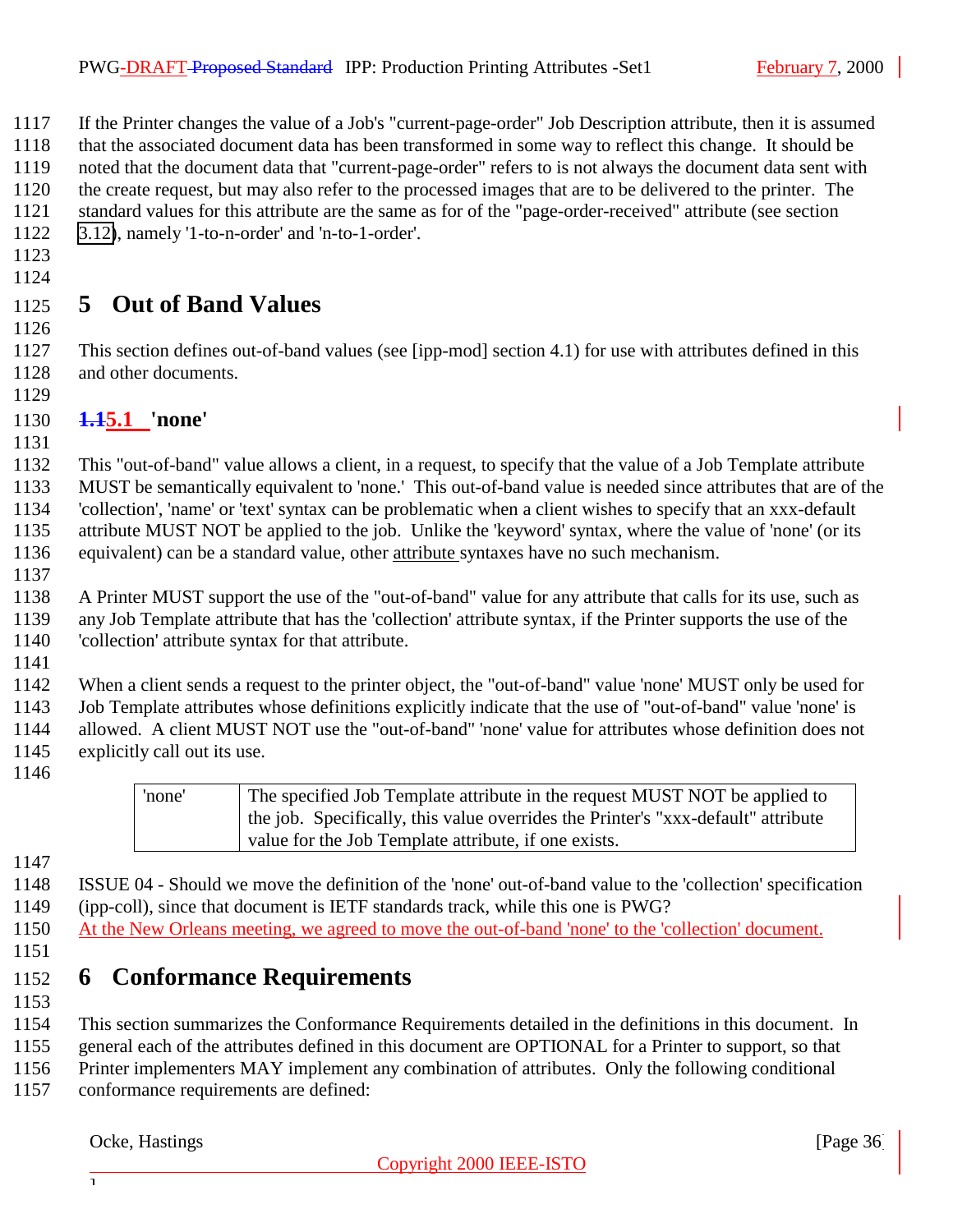If the Printer changes the value of a Job's "current-page-order" Job Description attribute, then it is assumed that the associated document data has been transformed in some way to reflect this change. It should be noted that the document data that "current-page-order" refers to is not always the document data sent with the create request, but may also refer to the processed images that are to be delivered to the printer. The standard values for this attribute are the same as for of the "page-order-received" attribute (see section 3.12), namely '1-to-n-order' and 'n-to-1-order'.

# 5 Out of Band Values

This section defines out-of-band values (see [ipp-mod] section 4.1) for use with attributes defined in this and other documents.

## 5.1 'none'

This "out-of-band" value allows a client, in a request, to specify that the value of a Job Template attribute MUST be semantically equivalent to 'none.' This out-of-band value is needed since attributes that are of the 'collection', 'name' or 'text' syntax can be problematic when a client wishes to specify that an xxx-default attribute MUST NOT be applied to the job. Unlike the 'keyword' syntax, where the value of 'none' (or its equivalent) can be a standard value, other attribute syntaxes have no such mechanism.

A Printer MUST support the use of the "out-of-band" value for any attribute that calls for its use, such as any Job Template attribute that has the 'collection' attribute syntax, if the Printer supports the use of the 'collection' attribute syntax for that attribute.

When a client sends a request to the printer object, the "out-of-band" value 'none' MUST only be used for Job Template attributes whose definitions explicitly indicate that the use of "out-of-band" value 'none' is allowed. A client MUST NOT use the "out-of-band" 'none' value for attributes whose definition does not explicitly call out its use.

| | |
|---|---|
| 'none' | The specified Job Template attribute in the request MUST NOT be applied to the job. Specifically, this value overrides the Printer's "xxx-default" attribute value for the Job Template attribute, if one exists. |

ISSUE 04 - Should we move the definition of the 'none' out-of-band value to the 'collection' specification (ipp-coll), since that document is IETF standards track, while this one is PWG?
At the New Orleans meeting, we agreed to move the out-of-band 'none' to the 'collection' document.

# 6 Conformance Requirements

This section summarizes the Conformance Requirements detailed in the definitions in this document. In general each of the attributes defined in this document are OPTIONAL for a Printer to support, so that Printer implementers MAY implement any combination of attributes. Only the following conditional conformance requirements are defined: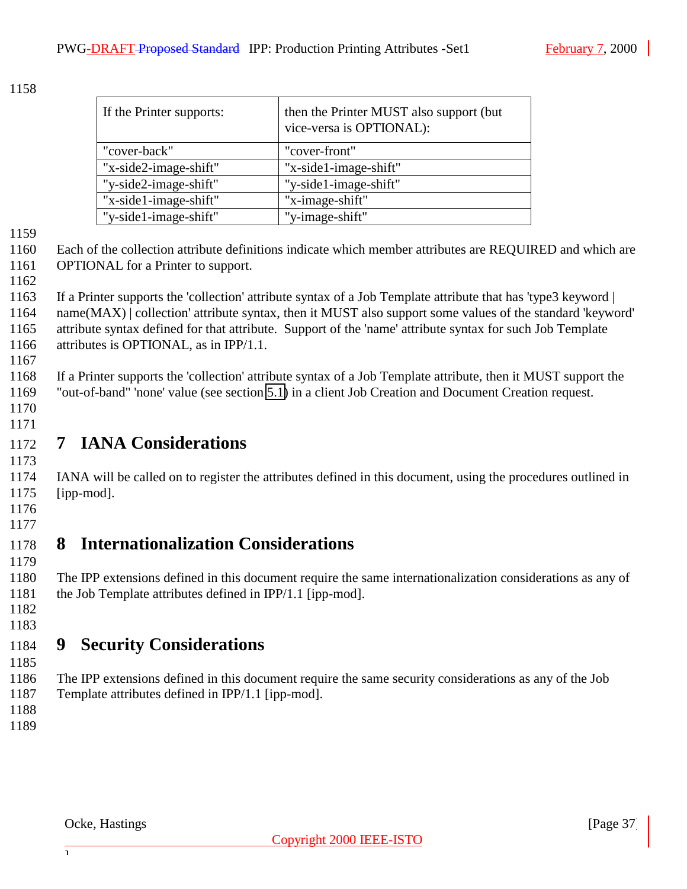| If the Printer supports: | then the Printer MUST also support (but vice-versa is OPTIONAL): |
|---|---|
| "cover-back" | "cover-front" |
| "x-side2-image-shift" | "x-side1-image-shift" |
| "y-side2-image-shift" | "y-side1-image-shift" |
| "x-side1-image-shift" | "x-image-shift" |
| "y-side1-image-shift" | "y-image-shift" |

Each of the collection attribute definitions indicate which member attributes are REQUIRED and which are OPTIONAL for a Printer to support.

If a Printer supports the 'collection' attribute syntax of a Job Template attribute that has 'type3 keyword | name(MAX) | collection' attribute syntax, then it MUST also support some values of the standard 'keyword' attribute syntax defined for that attribute. Support of the 'name' attribute syntax for such Job Template attributes is OPTIONAL, as in IPP/1.1.

If a Printer supports the 'collection' attribute syntax of a Job Template attribute, then it MUST support the "out-of-band" 'none' value (see section 5.1) in a client Job Creation and Document Creation request.

# 7 IANA Considerations

IANA will be called on to register the attributes defined in this document, using the procedures outlined in [ipp-mod].

# 8 Internationalization Considerations

The IPP extensions defined in this document require the same internationalization considerations as any of the Job Template attributes defined in IPP/1.1 [ipp-mod].

# 9 Security Considerations

The IPP extensions defined in this document require the same security considerations as any of the Job Template attributes defined in IPP/1.1 [ipp-mod].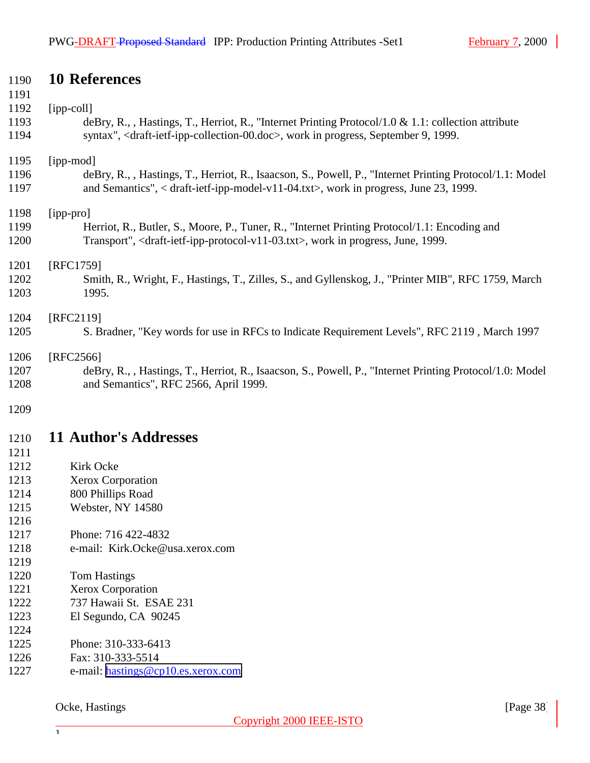# 10 References

[ipp-coll]
deBry, R., , Hastings, T., Herriot, R., "Internet Printing Protocol/1.0 & 1.1: collection attribute syntax", <draft-ietf-ipp-collection-00.doc>, work in progress, September 9, 1999.

[ipp-mod]
deBry, R., , Hastings, T., Herriot, R., Isaacson, S., Powell, P., "Internet Printing Protocol/1.1: Model and Semantics", < draft-ietf-ipp-model-v11-04.txt>, work in progress, June 23, 1999.

[ipp-pro]
Herriot, R., Butler, S., Moore, P., Tuner, R., "Internet Printing Protocol/1.1: Encoding and Transport", <draft-ietf-ipp-protocol-v11-03.txt>, work in progress, June, 1999.

[RFC1759]
Smith, R., Wright, F., Hastings, T., Zilles, S., and Gyllenskog, J., "Printer MIB", RFC 1759, March 1995.

[RFC2119]
S. Bradner, "Key words for use in RFCs to Indicate Requirement Levels", RFC 2119 , March 1997

[RFC2566]
deBry, R., , Hastings, T., Herriot, R., Isaacson, S., Powell, P., "Internet Printing Protocol/1.0: Model and Semantics", RFC 2566, April 1999.

# 11 Author's Addresses

Kirk Ocke
Xerox Corporation
800 Phillips Road
Webster, NY 14580

Phone: 716 422-4832
e-mail: Kirk.Ocke@usa.xerox.com

Tom Hastings
Xerox Corporation
737 Hawaii St. ESAE 231
El Segundo, CA 90245

Phone: 310-333-6413
Fax: 310-333-5514
e-mail: hastings@cp10.es.xerox.com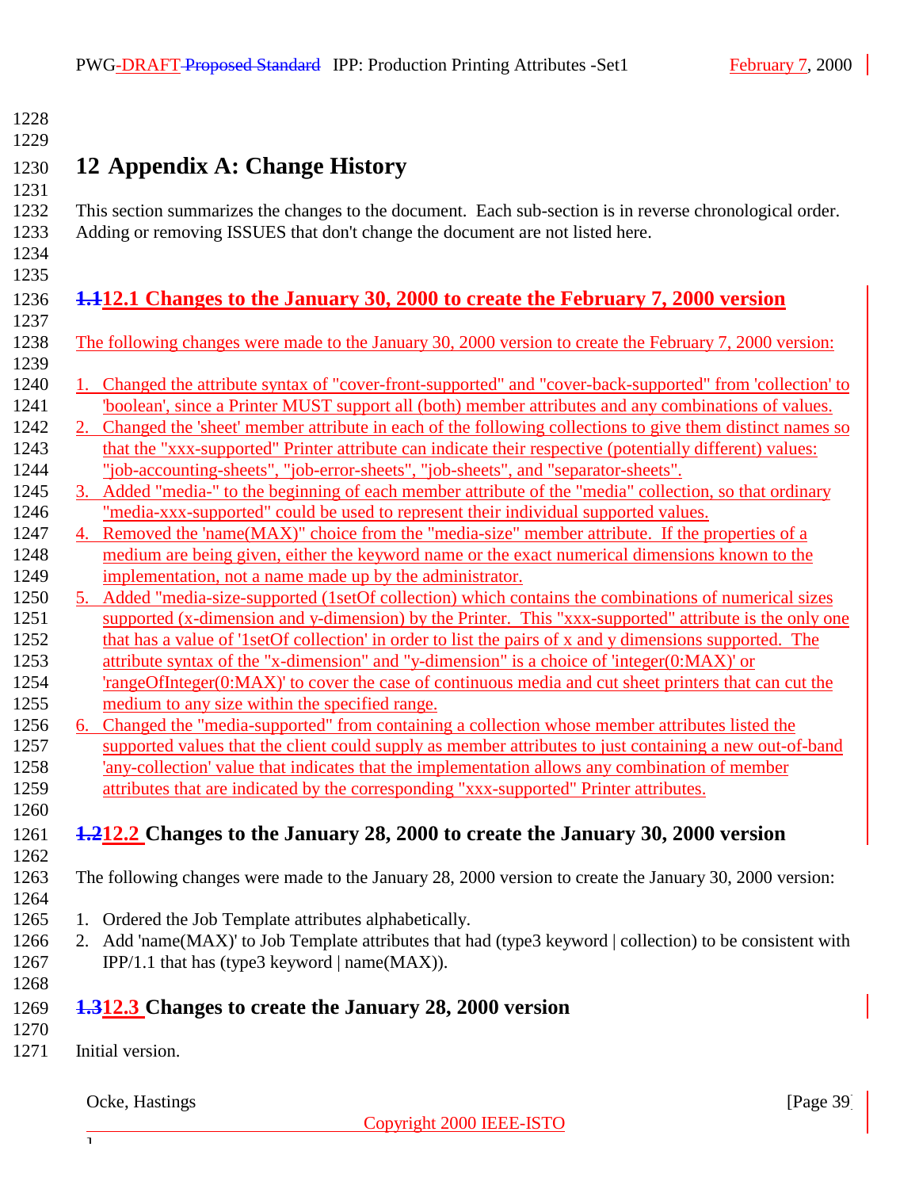# 12 Appendix A: Change History

This section summarizes the changes to the document. Each sub-section is in reverse chronological order. Adding or removing ISSUES that don't change the document are not listed here.

## 12.1 Changes to the January 30, 2000 to create the February 7, 2000 version

The following changes were made to the January 30, 2000 version to create the February 7, 2000 version:

1. Changed the attribute syntax of "cover-front-supported" and "cover-back-supported" from 'collection' to 'boolean', since a Printer MUST support all (both) member attributes and any combinations of values.
2. Changed the 'sheet' member attribute in each of the following collections to give them distinct names so that the "xxx-supported" Printer attribute can indicate their respective (potentially different) values: "job-accounting-sheets", "job-error-sheets", "job-sheets", and "separator-sheets".
3. Added "media-" to the beginning of each member attribute of the "media" collection, so that ordinary "media-xxx-supported" could be used to represent their individual supported values.
4. Removed the 'name(MAX)" choice from the "media-size" member attribute. If the properties of a medium are being given, either the keyword name or the exact numerical dimensions known to the implementation, not a name made up by the administrator.
5. Added "media-size-supported (1setOf collection) which contains the combinations of numerical sizes supported (x-dimension and y-dimension) by the Printer. This "xxx-supported" attribute is the only one that has a value of '1setOf collection' in order to list the pairs of x and y dimensions supported. The attribute syntax of the "x-dimension" and "y-dimension" is a choice of 'integer(0:MAX)' or 'rangeOfInteger(0:MAX)' to cover the case of continuous media and cut sheet printers that can cut the medium to any size within the specified range.
6. Changed the "media-supported" from containing a collection whose member attributes listed the supported values that the client could supply as member attributes to just containing a new out-of-band 'any-collection' value that indicates that the implementation allows any combination of member attributes that are indicated by the corresponding "xxx-supported" Printer attributes.

## 12.2 Changes to the January 28, 2000 to create the January 30, 2000 version

The following changes were made to the January 28, 2000 version to create the January 30, 2000 version:

1. Ordered the Job Template attributes alphabetically.
2. Add 'name(MAX)' to Job Template attributes that had (type3 keyword | collection) to be consistent with IPP/1.1 that has (type3 keyword | name(MAX)).

## 12.3 Changes to create the January 28, 2000 version

Initial version.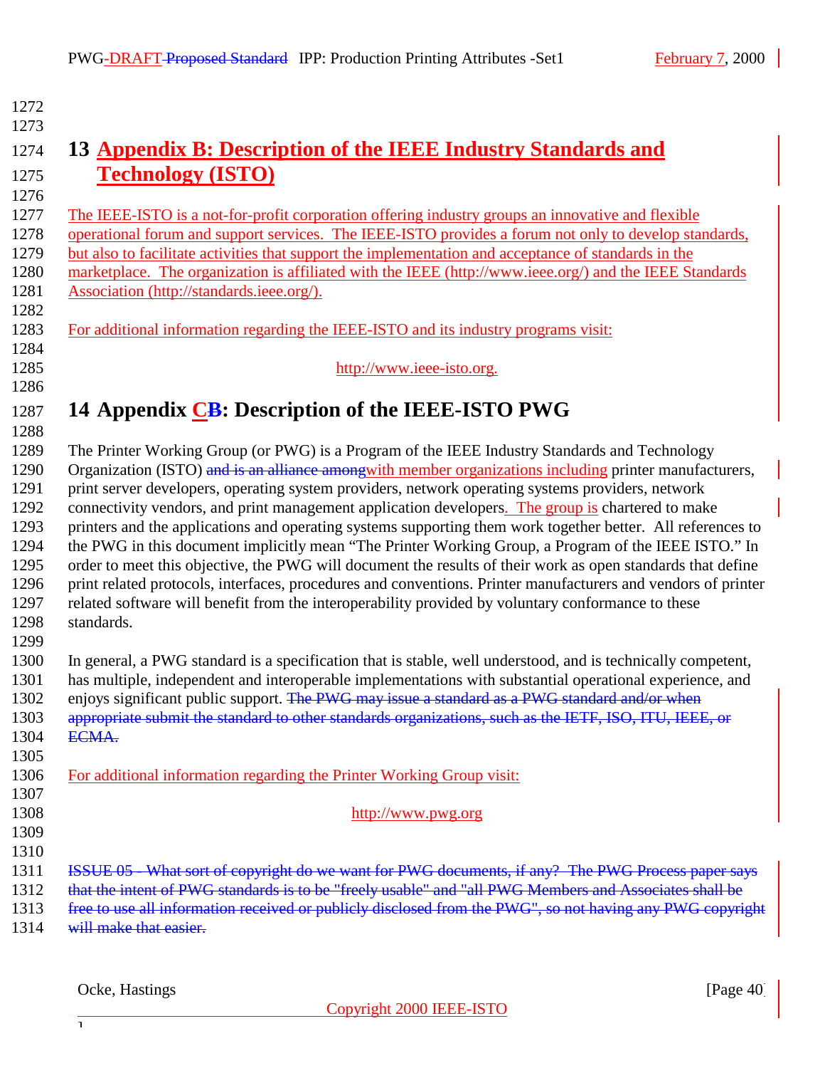## 13 Appendix B: Description of the IEEE Industry Standards and Technology (ISTO)

The IEEE-ISTO is a not-for-profit corporation offering industry groups an innovative and flexible operational forum and support services. The IEEE-ISTO provides a forum not only to develop standards, but also to facilitate activities that support the implementation and acceptance of standards in the marketplace. The organization is affiliated with the IEEE (http://www.ieee.org/) and the IEEE Standards Association (http://standards.ieee.org/).

For additional information regarding the IEEE-ISTO and its industry programs visit:

http://www.ieee-isto.org.

## 14 Appendix CB: Description of the IEEE-ISTO PWG

The Printer Working Group (or PWG) is a Program of the IEEE Industry Standards and Technology Organization (ISTO) and is an alliance amongwith member organizations including printer manufacturers, print server developers, operating system providers, network operating systems providers, network connectivity vendors, and print management application developers. The group is chartered to make printers and the applications and operating systems supporting them work together better. All references to the PWG in this document implicitly mean "The Printer Working Group, a Program of the IEEE ISTO." In order to meet this objective, the PWG will document the results of their work as open standards that define print related protocols, interfaces, procedures and conventions. Printer manufacturers and vendors of printer related software will benefit from the interoperability provided by voluntary conformance to these standards.

In general, a PWG standard is a specification that is stable, well understood, and is technically competent, has multiple, independent and interoperable implementations with substantial operational experience, and enjoys significant public support. The PWG may issue a standard as a PWG standard and/or when appropriate submit the standard to other standards organizations, such as the IETF, ISO, ITU, IEEE, or ECMA.

For additional information regarding the Printer Working Group visit:

http://www.pwg.org

ISSUE 05 - What sort of copyright do we want for PWG documents, if any? The PWG Process paper says that the intent of PWG standards is to be "freely usable" and "all PWG Members and Associates shall be free to use all information received or publicly disclosed from the PWG", so not having any PWG copyright will make that easier.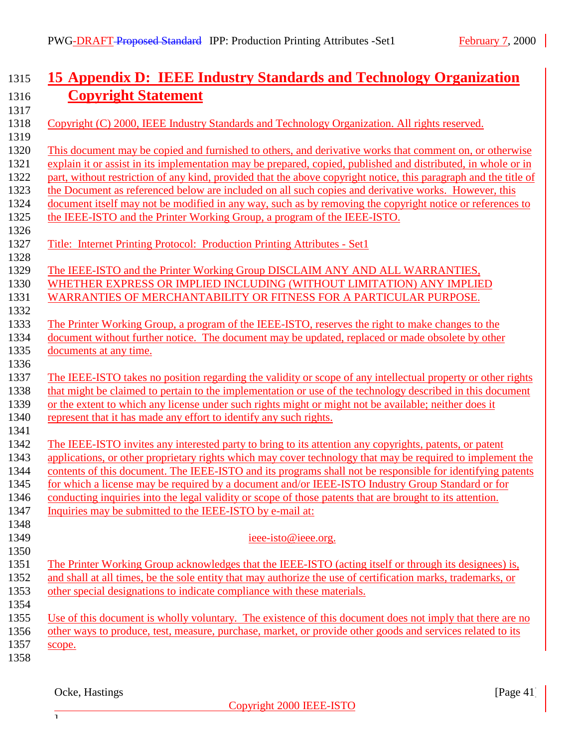# 15 Appendix D: IEEE Industry Standards and Technology Organization Copyright Statement

Copyright (C) 2000, IEEE Industry Standards and Technology Organization. All rights reserved.

This document may be copied and furnished to others, and derivative works that comment on, or otherwise explain it or assist in its implementation may be prepared, copied, published and distributed, in whole or in part, without restriction of any kind, provided that the above copyright notice, this paragraph and the title of the Document as referenced below are included on all such copies and derivative works. However, this document itself may not be modified in any way, such as by removing the copyright notice or references to the IEEE-ISTO and the Printer Working Group, a program of the IEEE-ISTO.

Title: Internet Printing Protocol: Production Printing Attributes - Set1

The IEEE-ISTO and the Printer Working Group DISCLAIM ANY AND ALL WARRANTIES, WHETHER EXPRESS OR IMPLIED INCLUDING (WITHOUT LIMITATION) ANY IMPLIED WARRANTIES OF MERCHANTABILITY OR FITNESS FOR A PARTICULAR PURPOSE.

The Printer Working Group, a program of the IEEE-ISTO, reserves the right to make changes to the document without further notice. The document may be updated, replaced or made obsolete by other documents at any time.

The IEEE-ISTO takes no position regarding the validity or scope of any intellectual property or other rights that might be claimed to pertain to the implementation or use of the technology described in this document or the extent to which any license under such rights might or might not be available; neither does it represent that it has made any effort to identify any such rights.

The IEEE-ISTO invites any interested party to bring to its attention any copyrights, patents, or patent applications, or other proprietary rights which may cover technology that may be required to implement the contents of this document. The IEEE-ISTO and its programs shall not be responsible for identifying patents for which a license may be required by a document and/or IEEE-ISTO Industry Group Standard or for conducting inquiries into the legal validity or scope of those patents that are brought to its attention. Inquiries may be submitted to the IEEE-ISTO by e-mail at:

ieee-isto@ieee.org.

The Printer Working Group acknowledges that the IEEE-ISTO (acting itself or through its designees) is, and shall at all times, be the sole entity that may authorize the use of certification marks, trademarks, or other special designations to indicate compliance with these materials.

Use of this document is wholly voluntary. The existence of this document does not imply that there are no other ways to produce, test, measure, purchase, market, or provide other goods and services related to its scope.